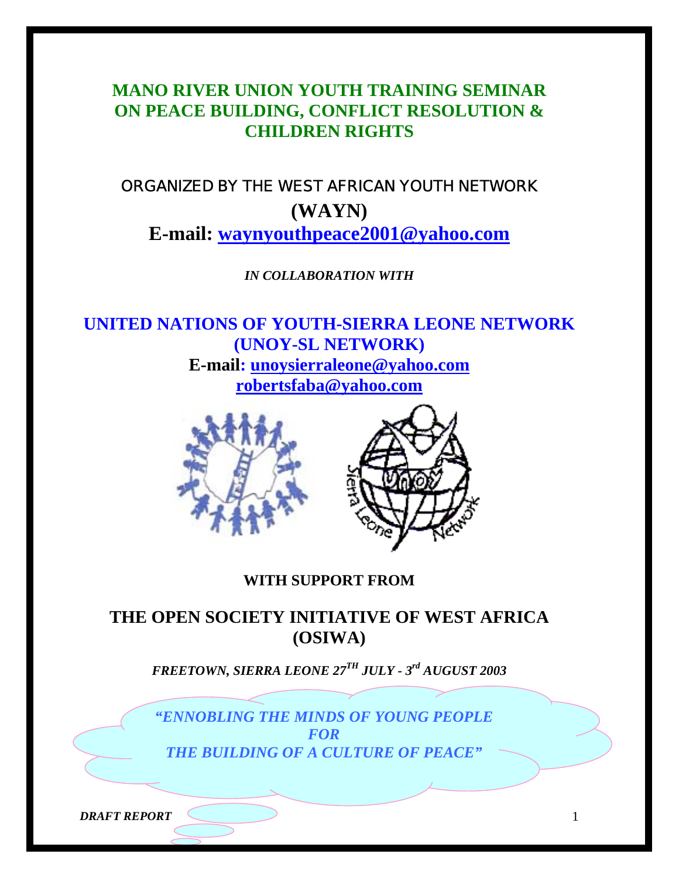# MANO RIVER UNION YOUTH TRAINING SEMINAR ON PEACE BUILDING, CONFLICT RESOLUTION & CHILDREN RIGHTS

ORGANIZED BY THE WEST AFRICAN YOUTH NETWORK

**(WAYN)**

**E-mail: waynyouthpeace2001@yahoo.com**

*IN COLLABORATION WITH*

## UNITED NATIONS OF YOUTH-SIERRA LEONE NETWORK (UNOY-SL NETWORK)

**E-mail: unoysierraleone@yahoo.com**
**robertsfaba@yahoo.com**

**WITH SUPPORT FROM**

## THE OPEN SOCIETY INITIATIVE OF WEST AFRICA (OSIWA)

***FREETOWN, SIERRA LEONE 27TH JULY - 3rd AUGUST 2003***

***"ENNOBLING THE MINDS OF YOUNG PEOPLE FOR THE BUILDING OF A CULTURE OF PEACE"***

***DRAFT REPORT***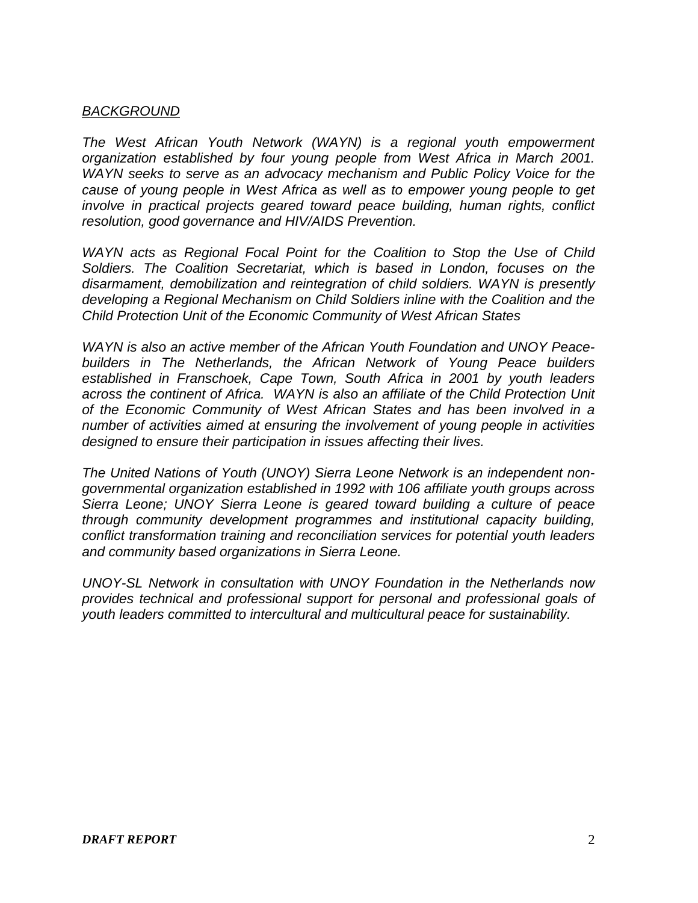## *BACKGROUND*

*The West African Youth Network (WAYN) is a regional youth empowerment organization established by four young people from West Africa in March 2001. WAYN seeks to serve as an advocacy mechanism and Public Policy Voice for the cause of young people in West Africa as well as to empower young people to get involve in practical projects geared toward peace building, human rights, conflict resolution, good governance and HIV/AIDS Prevention.*

*WAYN acts as Regional Focal Point for the Coalition to Stop the Use of Child Soldiers. The Coalition Secretariat, which is based in London, focuses on the disarmament, demobilization and reintegration of child soldiers. WAYN is presently developing a Regional Mechanism on Child Soldiers inline with the Coalition and the Child Protection Unit of the Economic Community of West African States*

*WAYN is also an active member of the African Youth Foundation and UNOY Peace-builders in The Netherlands, the African Network of Young Peace builders established in Franschoek, Cape Town, South Africa in 2001 by youth leaders across the continent of Africa. WAYN is also an affiliate of the Child Protection Unit of the Economic Community of West African States and has been involved in a number of activities aimed at ensuring the involvement of young people in activities designed to ensure their participation in issues affecting their lives.*

*The United Nations of Youth (UNOY) Sierra Leone Network is an independent non-governmental organization established in 1992 with 106 affiliate youth groups across Sierra Leone; UNOY Sierra Leone is geared toward building a culture of peace through community development programmes and institutional capacity building, conflict transformation training and reconciliation services for potential youth leaders and community based organizations in Sierra Leone.*

*UNOY-SL Network in consultation with UNOY Foundation in the Netherlands now provides technical and professional support for personal and professional goals of youth leaders committed to intercultural and multicultural peace for sustainability.*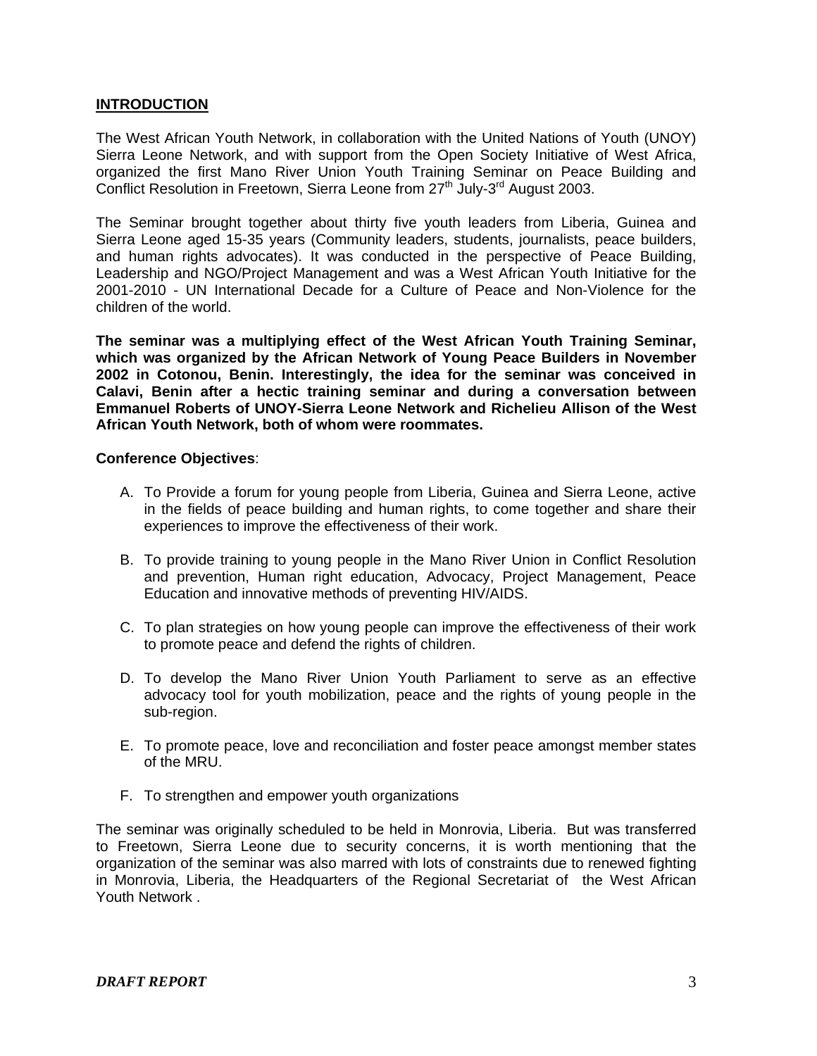## INTRODUCTION

The West African Youth Network, in collaboration with the United Nations of Youth (UNOY) Sierra Leone Network, and with support from the Open Society Initiative of West Africa, organized the first Mano River Union Youth Training Seminar on Peace Building and Conflict Resolution in Freetown, Sierra Leone from 27th July-3rd August 2003.

The Seminar brought together about thirty five youth leaders from Liberia, Guinea and Sierra Leone aged 15-35 years (Community leaders, students, journalists, peace builders, and human rights advocates). It was conducted in the perspective of Peace Building, Leadership and NGO/Project Management and was a West African Youth Initiative for the 2001-2010 - UN International Decade for a Culture of Peace and Non-Violence for the children of the world.

**The seminar was a multiplying effect of the West African Youth Training Seminar, which was organized by the African Network of Young Peace Builders in November 2002 in Cotonou, Benin. Interestingly, the idea for the seminar was conceived in Calavi, Benin after a hectic training seminar and during a conversation between Emmanuel Roberts of UNOY-Sierra Leone Network and Richelieu Allison of the West African Youth Network, both of whom were roommates.**

**Conference Objectives**:

A. To Provide a forum for young people from Liberia, Guinea and Sierra Leone, active in the fields of peace building and human rights, to come together and share their experiences to improve the effectiveness of their work.

B. To provide training to young people in the Mano River Union in Conflict Resolution and prevention, Human right education, Advocacy, Project Management, Peace Education and innovative methods of preventing HIV/AIDS.

C. To plan strategies on how young people can improve the effectiveness of their work to promote peace and defend the rights of children.

D. To develop the Mano River Union Youth Parliament to serve as an effective advocacy tool for youth mobilization, peace and the rights of young people in the sub-region.

E. To promote peace, love and reconciliation and foster peace amongst member states of the MRU.

F. To strengthen and empower youth organizations

The seminar was originally scheduled to be held in Monrovia, Liberia. But was transferred to Freetown, Sierra Leone due to security concerns, it is worth mentioning that the organization of the seminar was also marred with lots of constraints due to renewed fighting in Monrovia, Liberia, the Headquarters of the Regional Secretariat of the West African Youth Network .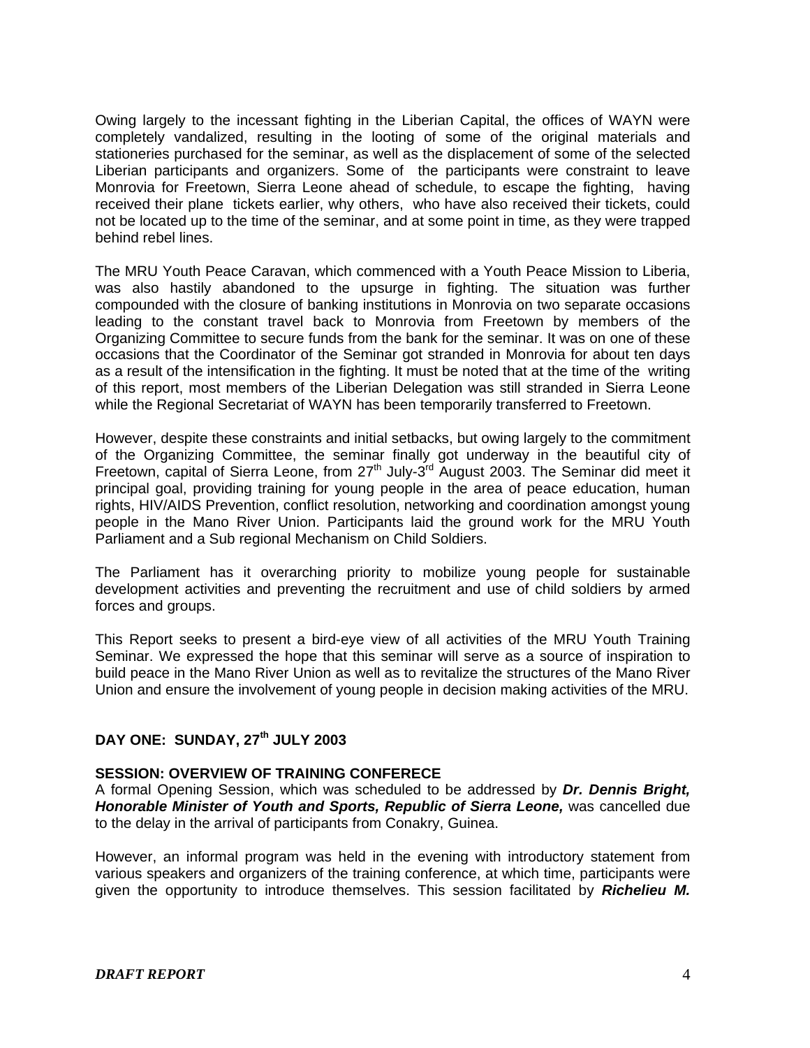Owing largely to the incessant fighting in the Liberian Capital, the offices of WAYN were completely vandalized, resulting in the looting of some of the original materials and stationeries purchased for the seminar, as well as the displacement of some of the selected Liberian participants and organizers. Some of the participants were constraint to leave Monrovia for Freetown, Sierra Leone ahead of schedule, to escape the fighting, having received their plane tickets earlier, why others, who have also received their tickets, could not be located up to the time of the seminar, and at some point in time, as they were trapped behind rebel lines.

The MRU Youth Peace Caravan, which commenced with a Youth Peace Mission to Liberia, was also hastily abandoned to the upsurge in fighting. The situation was further compounded with the closure of banking institutions in Monrovia on two separate occasions leading to the constant travel back to Monrovia from Freetown by members of the Organizing Committee to secure funds from the bank for the seminar. It was on one of these occasions that the Coordinator of the Seminar got stranded in Monrovia for about ten days as a result of the intensification in the fighting. It must be noted that at the time of the writing of this report, most members of the Liberian Delegation was still stranded in Sierra Leone while the Regional Secretariat of WAYN has been temporarily transferred to Freetown.

However, despite these constraints and initial setbacks, but owing largely to the commitment of the Organizing Committee, the seminar finally got underway in the beautiful city of Freetown, capital of Sierra Leone, from 27th July-3rd August 2003. The Seminar did meet it principal goal, providing training for young people in the area of peace education, human rights, HIV/AIDS Prevention, conflict resolution, networking and coordination amongst young people in the Mano River Union. Participants laid the ground work for the MRU Youth Parliament and a Sub regional Mechanism on Child Soldiers.

The Parliament has it overarching priority to mobilize young people for sustainable development activities and preventing the recruitment and use of child soldiers by armed forces and groups.

This Report seeks to present a bird-eye view of all activities of the MRU Youth Training Seminar. We expressed the hope that this seminar will serve as a source of inspiration to build peace in the Mano River Union as well as to revitalize the structures of the Mano River Union and ensure the involvement of young people in decision making activities of the MRU.

## DAY ONE: SUNDAY, 27th JULY 2003

### SESSION: OVERVIEW OF TRAINING CONFERECE

A formal Opening Session, which was scheduled to be addressed by ***Dr. Dennis Bright, Honorable Minister of Youth and Sports, Republic of Sierra Leone,*** was cancelled due to the delay in the arrival of participants from Conakry, Guinea.

However, an informal program was held in the evening with introductory statement from various speakers and organizers of the training conference, at which time, participants were given the opportunity to introduce themselves. This session facilitated by ***Richelieu M.***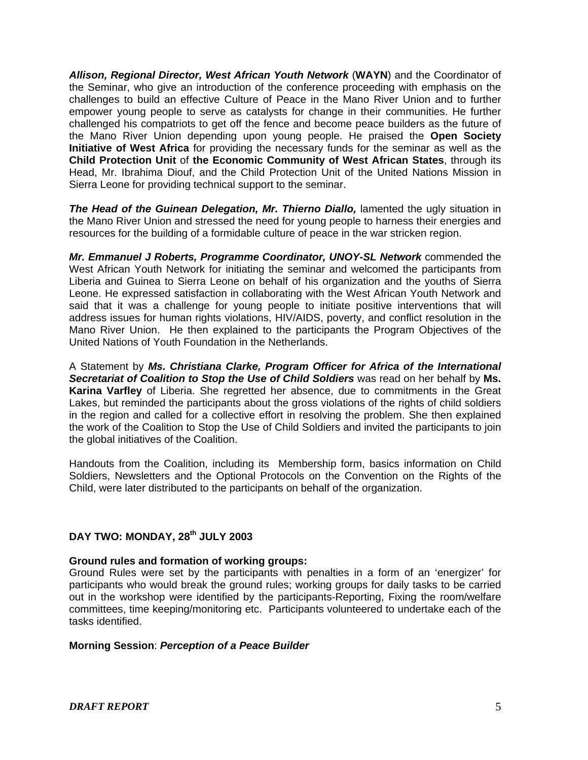***Allison, Regional Director, West African Youth Network*** (**WAYN**) and the Coordinator of the Seminar, who give an introduction of the conference proceeding with emphasis on the challenges to build an effective Culture of Peace in the Mano River Union and to further empower young people to serve as catalysts for change in their communities. He further challenged his compatriots to get off the fence and become peace builders as the future of the Mano River Union depending upon young people. He praised the **Open Society Initiative of West Africa** for providing the necessary funds for the seminar as well as the **Child Protection Unit** of **the Economic Community of West African States**, through its Head, Mr. Ibrahima Diouf, and the Child Protection Unit of the United Nations Mission in Sierra Leone for providing technical support to the seminar.

***The Head of the Guinean Delegation, Mr. Thierno Diallo,*** lamented the ugly situation in the Mano River Union and stressed the need for young people to harness their energies and resources for the building of a formidable culture of peace in the war stricken region.

***Mr. Emmanuel J Roberts, Programme Coordinator, UNOY-SL Network*** commended the West African Youth Network for initiating the seminar and welcomed the participants from Liberia and Guinea to Sierra Leone on behalf of his organization and the youths of Sierra Leone. He expressed satisfaction in collaborating with the West African Youth Network and said that it was a challenge for young people to initiate positive interventions that will address issues for human rights violations, HIV/AIDS, poverty, and conflict resolution in the Mano River Union. He then explained to the participants the Program Objectives of the United Nations of Youth Foundation in the Netherlands.

A Statement by ***Ms. Christiana Clarke, Program Officer for Africa of the International Secretariat of Coalition to Stop the Use of Child Soldiers*** was read on her behalf by **Ms. Karina Varfley** of Liberia. She regretted her absence, due to commitments in the Great Lakes, but reminded the participants about the gross violations of the rights of child soldiers in the region and called for a collective effort in resolving the problem. She then explained the work of the Coalition to Stop the Use of Child Soldiers and invited the participants to join the global initiatives of the Coalition.

Handouts from the Coalition, including its Membership form, basics information on Child Soldiers, Newsletters and the Optional Protocols on the Convention on the Rights of the Child, were later distributed to the participants on behalf of the organization.

## DAY TWO: MONDAY, 28th JULY 2003

**Ground rules and formation of working groups:**
Ground Rules were set by the participants with penalties in a form of an 'energizer' for participants who would break the ground rules; working groups for daily tasks to be carried out in the workshop were identified by the participants-Reporting, Fixing the room/welfare committees, time keeping/monitoring etc. Participants volunteered to undertake each of the tasks identified.

**Morning Session**: ***Perception of a Peace Builder***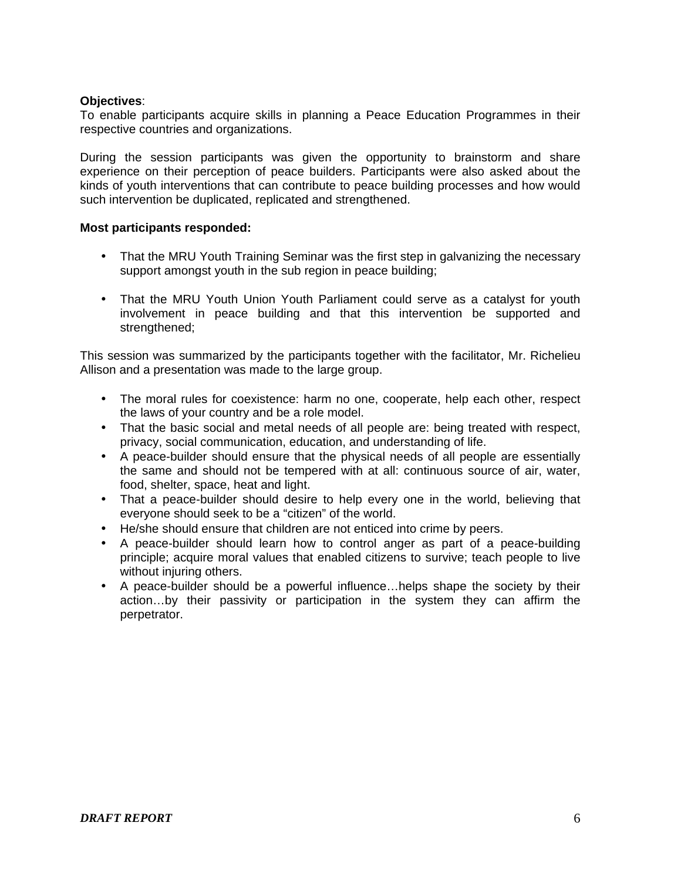**Objectives**:
To enable participants acquire skills in planning a Peace Education Programmes in their respective countries and organizations.

During the session participants was given the opportunity to brainstorm and share experience on their perception of peace builders. Participants were also asked about the kinds of youth interventions that can contribute to peace building processes and how would such intervention be duplicated, replicated and strengthened.

**Most participants responded:**

- That the MRU Youth Training Seminar was the first step in galvanizing the necessary support amongst youth in the sub region in peace building;

- That the MRU Youth Union Youth Parliament could serve as a catalyst for youth involvement in peace building and that this intervention be supported and strengthened;

This session was summarized by the participants together with the facilitator, Mr. Richelieu Allison and a presentation was made to the large group.

- The moral rules for coexistence: harm no one, cooperate, help each other, respect the laws of your country and be a role model.
- That the basic social and metal needs of all people are: being treated with respect, privacy, social communication, education, and understanding of life.
- A peace-builder should ensure that the physical needs of all people are essentially the same and should not be tempered with at all: continuous source of air, water, food, shelter, space, heat and light.
- That a peace-builder should desire to help every one in the world, believing that everyone should seek to be a "citizen" of the world.
- He/she should ensure that children are not enticed into crime by peers.
- A peace-builder should learn how to control anger as part of a peace-building principle; acquire moral values that enabled citizens to survive; teach people to live without injuring others.
- A peace-builder should be a powerful influence…helps shape the society by their action…by their passivity or participation in the system they can affirm the perpetrator.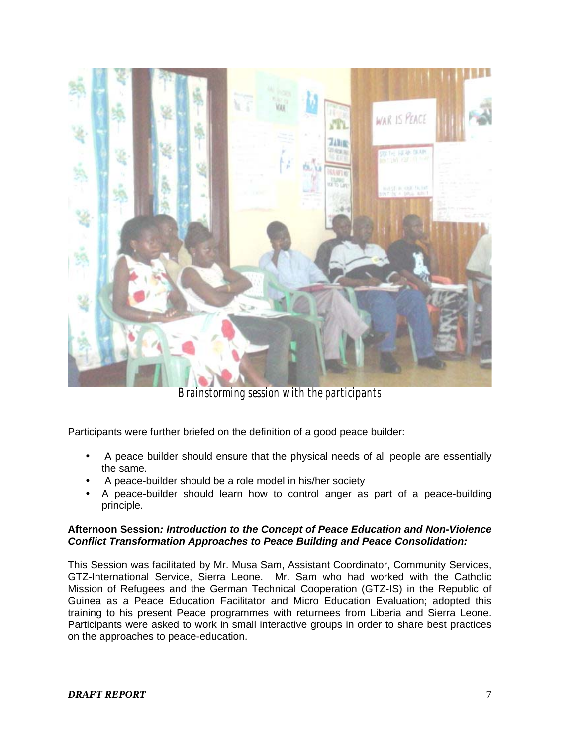Brainstorming session with the participants

Participants were further briefed on the definition of a good peace builder:

- A peace builder should ensure that the physical needs of all people are essentially the same.
- A peace-builder should be a role model in his/her society
- A peace-builder should learn how to control anger as part of a peace-building principle.

**Afternoon Session*: Introduction to the Concept of Peace Education and Non-Violence Conflict Transformation Approaches to Peace Building and Peace Consolidation:***

This Session was facilitated by Mr. Musa Sam, Assistant Coordinator, Community Services, GTZ-International Service, Sierra Leone. Mr. Sam who had worked with the Catholic Mission of Refugees and the German Technical Cooperation (GTZ-IS) in the Republic of Guinea as a Peace Education Facilitator and Micro Education Evaluation; adopted this training to his present Peace programmes with returnees from Liberia and Sierra Leone. Participants were asked to work in small interactive groups in order to share best practices on the approaches to peace-education.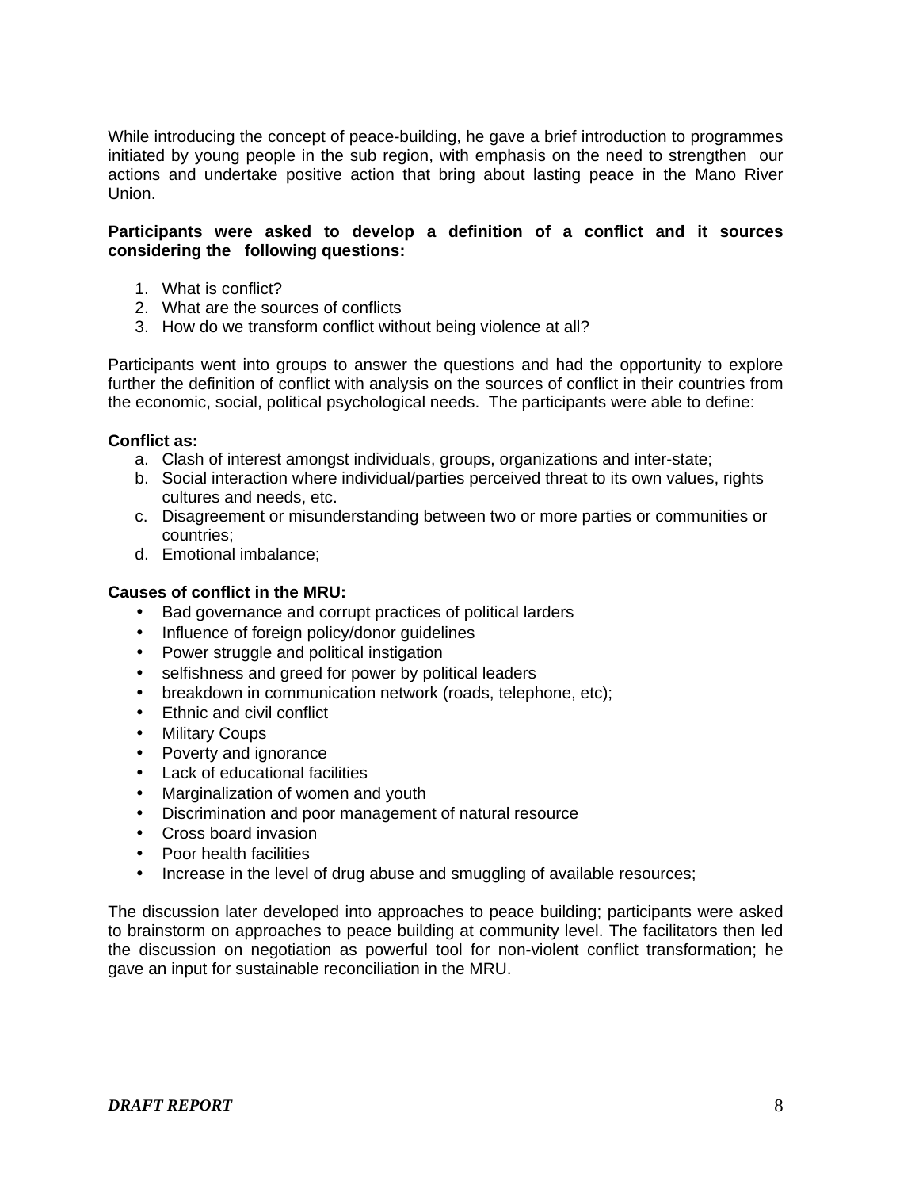While introducing the concept of peace-building, he gave a brief introduction to programmes initiated by young people in the sub region, with emphasis on the need to strengthen our actions and undertake positive action that bring about lasting peace in the Mano River Union.

**Participants were asked to develop a definition of a conflict and it sources considering the following questions:**

1. What is conflict?
2. What are the sources of conflicts
3. How do we transform conflict without being violence at all?

Participants went into groups to answer the questions and had the opportunity to explore further the definition of conflict with analysis on the sources of conflict in their countries from the economic, social, political psychological needs. The participants were able to define:

**Conflict as:**

a. Clash of interest amongst individuals, groups, organizations and inter-state;
b. Social interaction where individual/parties perceived threat to its own values, rights cultures and needs, etc.
c. Disagreement or misunderstanding between two or more parties or communities or countries;
d. Emotional imbalance;

**Causes of conflict in the MRU:**

- Bad governance and corrupt practices of political larders
- Influence of foreign policy/donor guidelines
- Power struggle and political instigation
- selfishness and greed for power by political leaders
- breakdown in communication network (roads, telephone, etc);
- Ethnic and civil conflict
- Military Coups
- Poverty and ignorance
- Lack of educational facilities
- Marginalization of women and youth
- Discrimination and poor management of natural resource
- Cross board invasion
- Poor health facilities
- Increase in the level of drug abuse and smuggling of available resources;

The discussion later developed into approaches to peace building; participants were asked to brainstorm on approaches to peace building at community level. The facilitators then led the discussion on negotiation as powerful tool for non-violent conflict transformation; he gave an input for sustainable reconciliation in the MRU.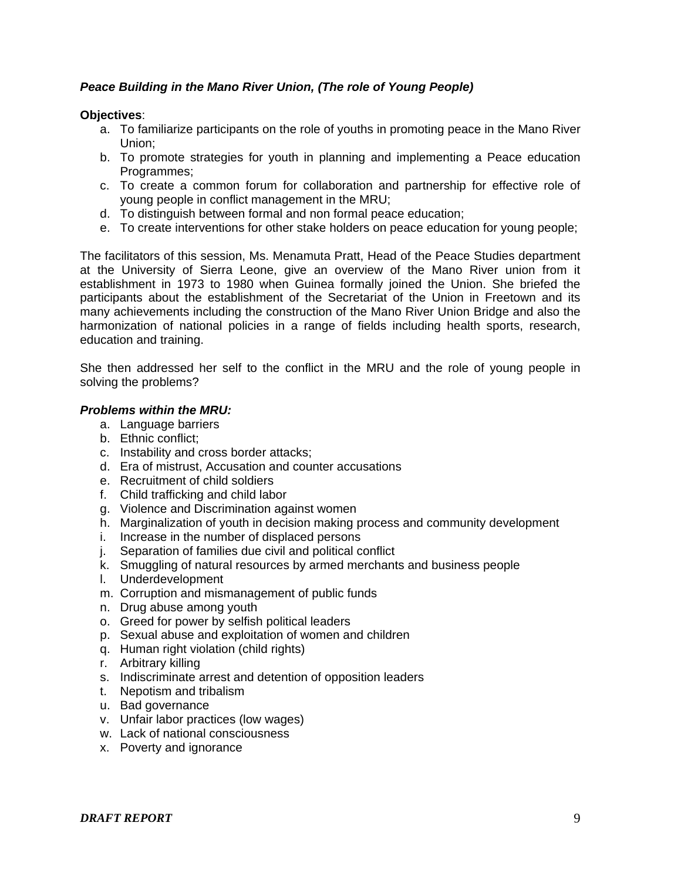***Peace Building in the Mano River Union, (The role of Young People)***

**Objectives**:

a. To familiarize participants on the role of youths in promoting peace in the Mano River Union;
b. To promote strategies for youth in planning and implementing a Peace education Programmes;
c. To create a common forum for collaboration and partnership for effective role of young people in conflict management in the MRU;
d. To distinguish between formal and non formal peace education;
e. To create interventions for other stake holders on peace education for young people;

The facilitators of this session, Ms. Menamuta Pratt, Head of the Peace Studies department at the University of Sierra Leone, give an overview of the Mano River union from it establishment in 1973 to 1980 when Guinea formally joined the Union. She briefed the participants about the establishment of the Secretariat of the Union in Freetown and its many achievements including the construction of the Mano River Union Bridge and also the harmonization of national policies in a range of fields including health sports, research, education and training.

She then addressed her self to the conflict in the MRU and the role of young people in solving the problems?

***Problems within the MRU:***

a. Language barriers
b. Ethnic conflict;
c. Instability and cross border attacks;
d. Era of mistrust, Accusation and counter accusations
e. Recruitment of child soldiers
f. Child trafficking and child labor
g. Violence and Discrimination against women
h. Marginalization of youth in decision making process and community development
i. Increase in the number of displaced persons
j. Separation of families due civil and political conflict
k. Smuggling of natural resources by armed merchants and business people
l. Underdevelopment
m. Corruption and mismanagement of public funds
n. Drug abuse among youth
o. Greed for power by selfish political leaders
p. Sexual abuse and exploitation of women and children
q. Human right violation (child rights)
r. Arbitrary killing
s. Indiscriminate arrest and detention of opposition leaders
t. Nepotism and tribalism
u. Bad governance
v. Unfair labor practices (low wages)
w. Lack of national consciousness
x. Poverty and ignorance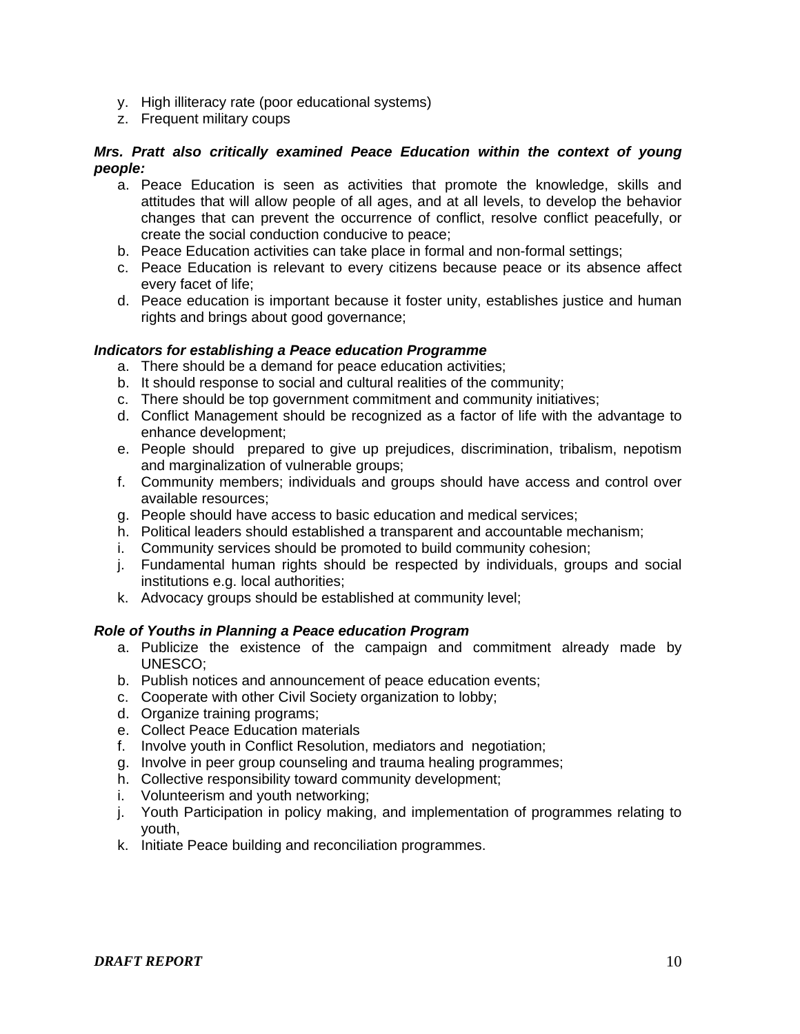y. High illiteracy rate (poor educational systems)
z. Frequent military coups

***Mrs. Pratt also critically examined Peace Education within the context of young people:***

a. Peace Education is seen as activities that promote the knowledge, skills and attitudes that will allow people of all ages, and at all levels, to develop the behavior changes that can prevent the occurrence of conflict, resolve conflict peacefully, or create the social conduction conducive to peace;
b. Peace Education activities can take place in formal and non-formal settings;
c. Peace Education is relevant to every citizens because peace or its absence affect every facet of life;
d. Peace education is important because it foster unity, establishes justice and human rights and brings about good governance;

***Indicators for establishing a Peace education Programme***

a. There should be a demand for peace education activities;
b. It should response to social and cultural realities of the community;
c. There should be top government commitment and community initiatives;
d. Conflict Management should be recognized as a factor of life with the advantage to enhance development;
e. People should prepared to give up prejudices, discrimination, tribalism, nepotism and marginalization of vulnerable groups;
f. Community members; individuals and groups should have access and control over available resources;
g. People should have access to basic education and medical services;
h. Political leaders should established a transparent and accountable mechanism;
i. Community services should be promoted to build community cohesion;
j. Fundamental human rights should be respected by individuals, groups and social institutions e.g. local authorities;
k. Advocacy groups should be established at community level;

***Role of Youths in Planning a Peace education Program***

a. Publicize the existence of the campaign and commitment already made by UNESCO;
b. Publish notices and announcement of peace education events;
c. Cooperate with other Civil Society organization to lobby;
d. Organize training programs;
e. Collect Peace Education materials
f. Involve youth in Conflict Resolution, mediators and negotiation;
g. Involve in peer group counseling and trauma healing programmes;
h. Collective responsibility toward community development;
i. Volunteerism and youth networking;
j. Youth Participation in policy making, and implementation of programmes relating to youth,
k. Initiate Peace building and reconciliation programmes.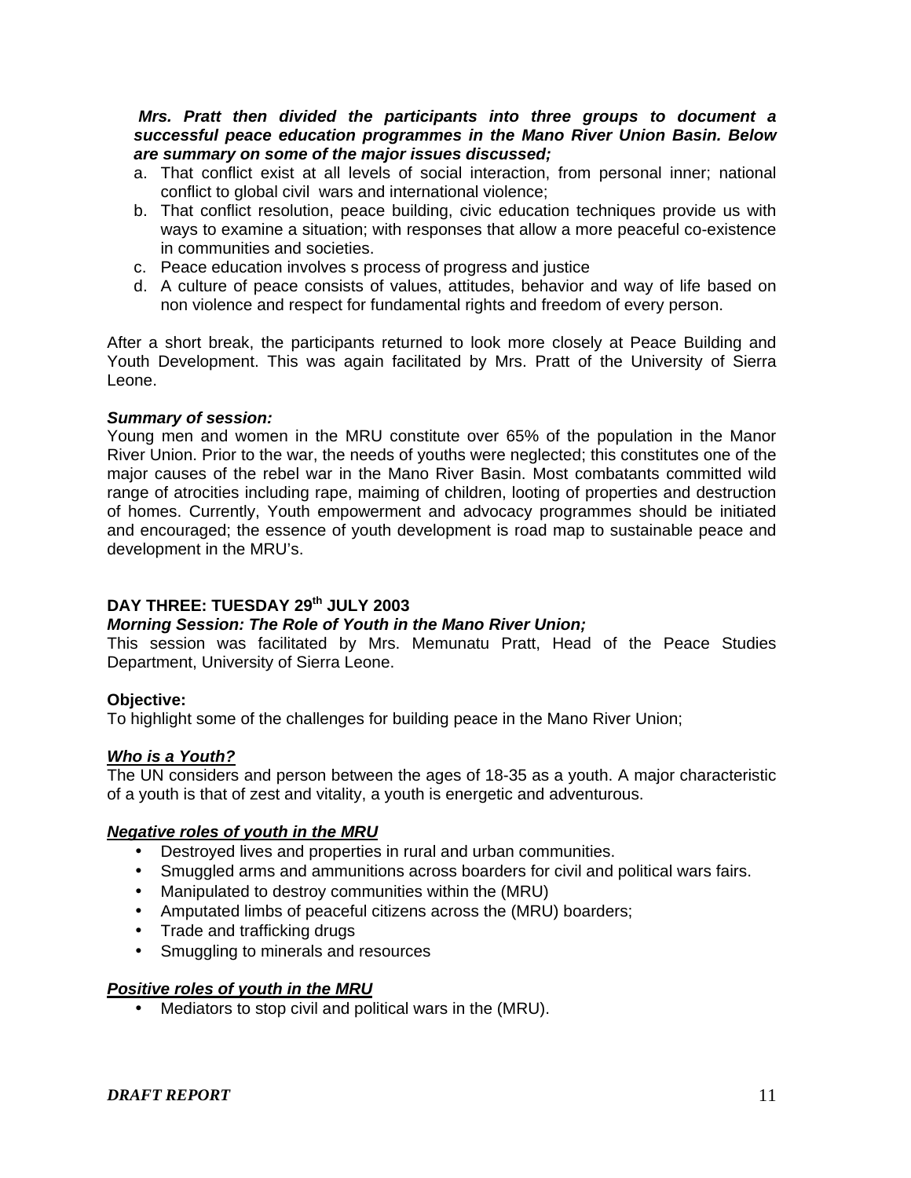***Mrs. Pratt then divided the participants into three groups to document a successful peace education programmes in the Mano River Union Basin. Below are summary on some of the major issues discussed;***

a. That conflict exist at all levels of social interaction, from personal inner; national conflict to global civil wars and international violence;
b. That conflict resolution, peace building, civic education techniques provide us with ways to examine a situation; with responses that allow a more peaceful co-existence in communities and societies.
c. Peace education involves s process of progress and justice
d. A culture of peace consists of values, attitudes, behavior and way of life based on non violence and respect for fundamental rights and freedom of every person.

After a short break, the participants returned to look more closely at Peace Building and Youth Development. This was again facilitated by Mrs. Pratt of the University of Sierra Leone.

***Summary of session:***

Young men and women in the MRU constitute over 65% of the population in the Manor River Union. Prior to the war, the needs of youths were neglected; this constitutes one of the major causes of the rebel war in the Mano River Basin. Most combatants committed wild range of atrocities including rape, maiming of children, looting of properties and destruction of homes. Currently, Youth empowerment and advocacy programmes should be initiated and encouraged; the essence of youth development is road map to sustainable peace and development in the MRU's.

## DAY THREE: TUESDAY 29th JULY 2003

***Morning Session: The Role of Youth in the Mano River Union;***

This session was facilitated by Mrs. Memunatu Pratt, Head of the Peace Studies Department, University of Sierra Leone.

**Objective:**

To highlight some of the challenges for building peace in the Mano River Union;

***<u>Who is a Youth?</u>***

The UN considers and person between the ages of 18-35 as a youth. A major characteristic of a youth is that of zest and vitality, a youth is energetic and adventurous.

***<u>Negative roles of youth in the MRU</u>***

- Destroyed lives and properties in rural and urban communities.
- Smuggled arms and ammunitions across boarders for civil and political wars fairs.
- Manipulated to destroy communities within the (MRU)
- Amputated limbs of peaceful citizens across the (MRU) boarders;
- Trade and trafficking drugs
- Smuggling to minerals and resources

***<u>Positive roles of youth in the MRU</u>***

- Mediators to stop civil and political wars in the (MRU).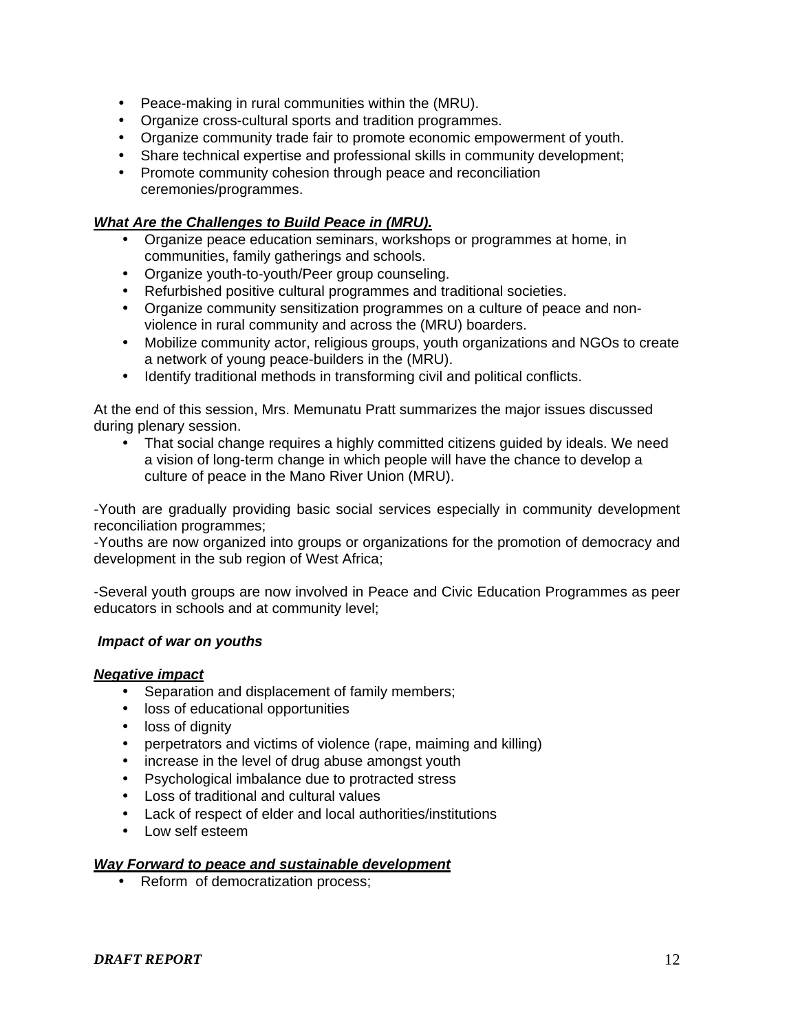- Peace-making in rural communities within the (MRU).
- Organize cross-cultural sports and tradition programmes.
- Organize community trade fair to promote economic empowerment of youth.
- Share technical expertise and professional skills in community development;
- Promote community cohesion through peace and reconciliation ceremonies/programmes.

***What Are the Challenges to Build Peace in (MRU).***

- Organize peace education seminars, workshops or programmes at home, in communities, family gatherings and schools.
- Organize youth-to-youth/Peer group counseling.
- Refurbished positive cultural programmes and traditional societies.
- Organize community sensitization programmes on a culture of peace and non-violence in rural community and across the (MRU) boarders.
- Mobilize community actor, religious groups, youth organizations and NGOs to create a network of young peace-builders in the (MRU).
- Identify traditional methods in transforming civil and political conflicts.

At the end of this session, Mrs. Memunatu Pratt summarizes the major issues discussed during plenary session.

- That social change requires a highly committed citizens guided by ideals. We need a vision of long-term change in which people will have the chance to develop a culture of peace in the Mano River Union (MRU).

-Youth are gradually providing basic social services especially in community development reconciliation programmes;
-Youths are now organized into groups or organizations for the promotion of democracy and development in the sub region of West Africa;

-Several youth groups are now involved in Peace and Civic Education Programmes as peer educators in schools and at community level;

***Impact of war on youths***

***Negative impact***

- Separation and displacement of family members;
- loss of educational opportunities
- loss of dignity
- perpetrators and victims of violence (rape, maiming and killing)
- increase in the level of drug abuse amongst youth
- Psychological imbalance due to protracted stress
- Loss of traditional and cultural values
- Lack of respect of elder and local authorities/institutions
- Low self esteem

***Way Forward to peace and sustainable development***

- Reform of democratization process;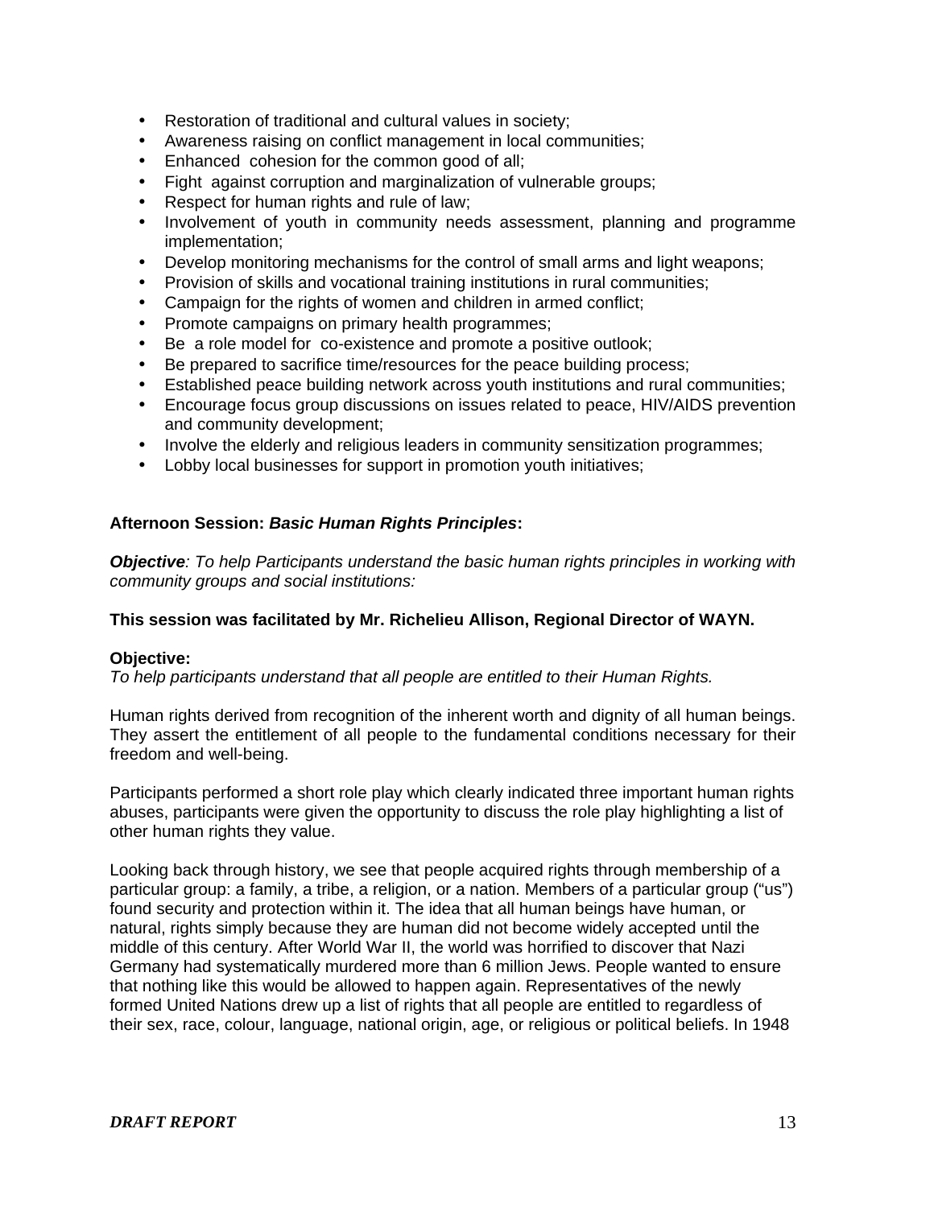- Restoration of traditional and cultural values in society;
- Awareness raising on conflict management in local communities;
- Enhanced cohesion for the common good of all;
- Fight against corruption and marginalization of vulnerable groups;
- Respect for human rights and rule of law;
- Involvement of youth in community needs assessment, planning and programme implementation;
- Develop monitoring mechanisms for the control of small arms and light weapons;
- Provision of skills and vocational training institutions in rural communities;
- Campaign for the rights of women and children in armed conflict;
- Promote campaigns on primary health programmes;
- Be a role model for co-existence and promote a positive outlook;
- Be prepared to sacrifice time/resources for the peace building process;
- Established peace building network across youth institutions and rural communities;
- Encourage focus group discussions on issues related to peace, HIV/AIDS prevention and community development;
- Involve the elderly and religious leaders in community sensitization programmes;
- Lobby local businesses for support in promotion youth initiatives;

**Afternoon Session: *Basic Human Rights Principles*:**

***Objective**: To help Participants understand the basic human rights principles in working with community groups and social institutions:*

**This session was facilitated by Mr. Richelieu Allison, Regional Director of WAYN.**

**Objective:**
*To help participants understand that all people are entitled to their Human Rights.*

Human rights derived from recognition of the inherent worth and dignity of all human beings. They assert the entitlement of all people to the fundamental conditions necessary for their freedom and well-being.

Participants performed a short role play which clearly indicated three important human rights abuses, participants were given the opportunity to discuss the role play highlighting a list of other human rights they value.

Looking back through history, we see that people acquired rights through membership of a particular group: a family, a tribe, a religion, or a nation. Members of a particular group ("us") found security and protection within it. The idea that all human beings have human, or natural, rights simply because they are human did not become widely accepted until the middle of this century. After World War II, the world was horrified to discover that Nazi Germany had systematically murdered more than 6 million Jews. People wanted to ensure that nothing like this would be allowed to happen again. Representatives of the newly formed United Nations drew up a list of rights that all people are entitled to regardless of their sex, race, colour, language, national origin, age, or religious or political beliefs. In 1948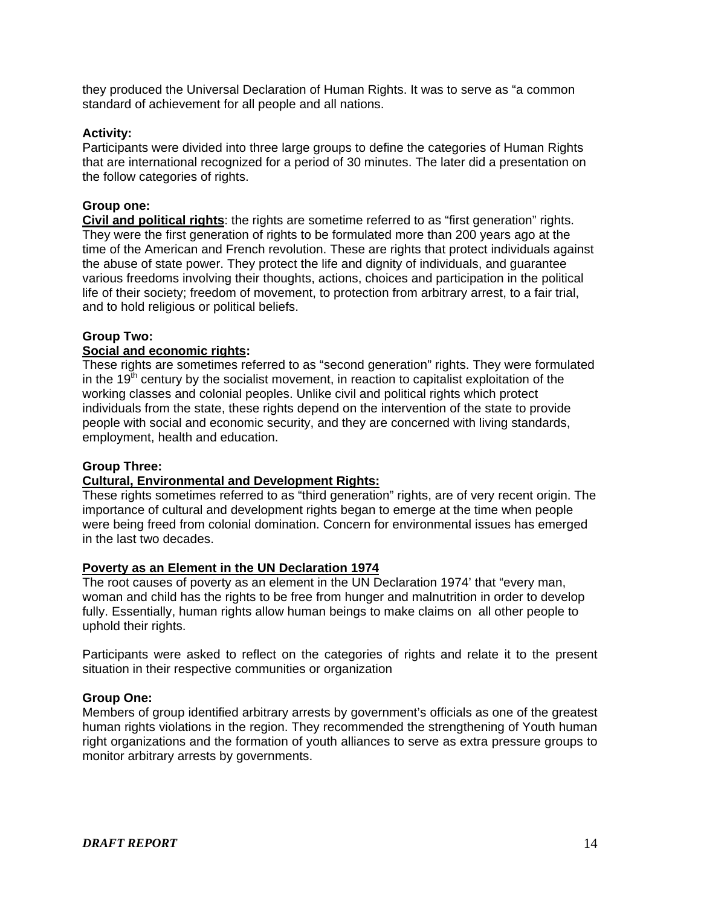they produced the Universal Declaration of Human Rights. It was to serve as "a common standard of achievement for all people and all nations.

**Activity:**
Participants were divided into three large groups to define the categories of Human Rights that are international recognized for a period of 30 minutes. The later did a presentation on the follow categories of rights.

**Group one:**
**Civil and political rights**: the rights are sometime referred to as "first generation" rights. They were the first generation of rights to be formulated more than 200 years ago at the time of the American and French revolution. These are rights that protect individuals against the abuse of state power. They protect the life and dignity of individuals, and guarantee various freedoms involving their thoughts, actions, choices and participation in the political life of their society; freedom of movement, to protection from arbitrary arrest, to a fair trial, and to hold religious or political beliefs.

**Group Two:**
**Social and economic rights:**
These rights are sometimes referred to as "second generation" rights. They were formulated in the 19th century by the socialist movement, in reaction to capitalist exploitation of the working classes and colonial peoples. Unlike civil and political rights which protect individuals from the state, these rights depend on the intervention of the state to provide people with social and economic security, and they are concerned with living standards, employment, health and education.

**Group Three:**
**Cultural, Environmental and Development Rights:**
These rights sometimes referred to as "third generation" rights, are of very recent origin. The importance of cultural and development rights began to emerge at the time when people were being freed from colonial domination. Concern for environmental issues has emerged in the last two decades.

**Poverty as an Element in the UN Declaration 1974**
The root causes of poverty as an element in the UN Declaration 1974' that "every man, woman and child has the rights to be free from hunger and malnutrition in order to develop fully. Essentially, human rights allow human beings to make claims on all other people to uphold their rights.

Participants were asked to reflect on the categories of rights and relate it to the present situation in their respective communities or organization

**Group One:**
Members of group identified arbitrary arrests by government's officials as one of the greatest human rights violations in the region. They recommended the strengthening of Youth human right organizations and the formation of youth alliances to serve as extra pressure groups to monitor arbitrary arrests by governments.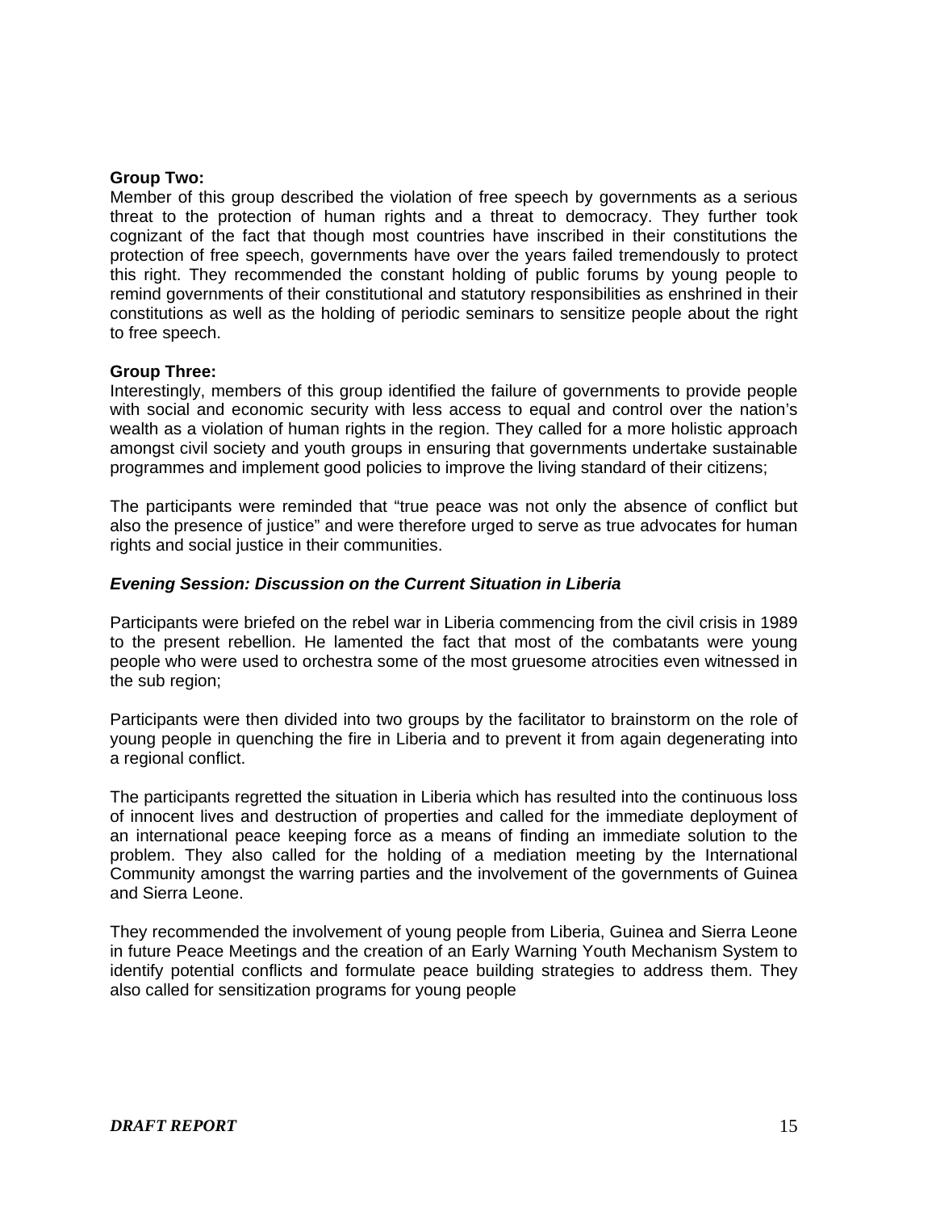**Group Two:**
Member of this group described the violation of free speech by governments as a serious threat to the protection of human rights and a threat to democracy. They further took cognizant of the fact that though most countries have inscribed in their constitutions the protection of free speech, governments have over the years failed tremendously to protect this right. They recommended the constant holding of public forums by young people to remind governments of their constitutional and statutory responsibilities as enshrined in their constitutions as well as the holding of periodic seminars to sensitize people about the right to free speech.

**Group Three:**
Interestingly, members of this group identified the failure of governments to provide people with social and economic security with less access to equal and control over the nation's wealth as a violation of human rights in the region. They called for a more holistic approach amongst civil society and youth groups in ensuring that governments undertake sustainable programmes and implement good policies to improve the living standard of their citizens;

The participants were reminded that "true peace was not only the absence of conflict but also the presence of justice" and were therefore urged to serve as true advocates for human rights and social justice in their communities.

***Evening Session: Discussion on the Current Situation in Liberia***

Participants were briefed on the rebel war in Liberia commencing from the civil crisis in 1989 to the present rebellion. He lamented the fact that most of the combatants were young people who were used to orchestra some of the most gruesome atrocities even witnessed in the sub region;

Participants were then divided into two groups by the facilitator to brainstorm on the role of young people in quenching the fire in Liberia and to prevent it from again degenerating into a regional conflict.

The participants regretted the situation in Liberia which has resulted into the continuous loss of innocent lives and destruction of properties and called for the immediate deployment of an international peace keeping force as a means of finding an immediate solution to the problem. They also called for the holding of a mediation meeting by the International Community amongst the warring parties and the involvement of the governments of Guinea and Sierra Leone.

They recommended the involvement of young people from Liberia, Guinea and Sierra Leone in future Peace Meetings and the creation of an Early Warning Youth Mechanism System to identify potential conflicts and formulate peace building strategies to address them. They also called for sensitization programs for young people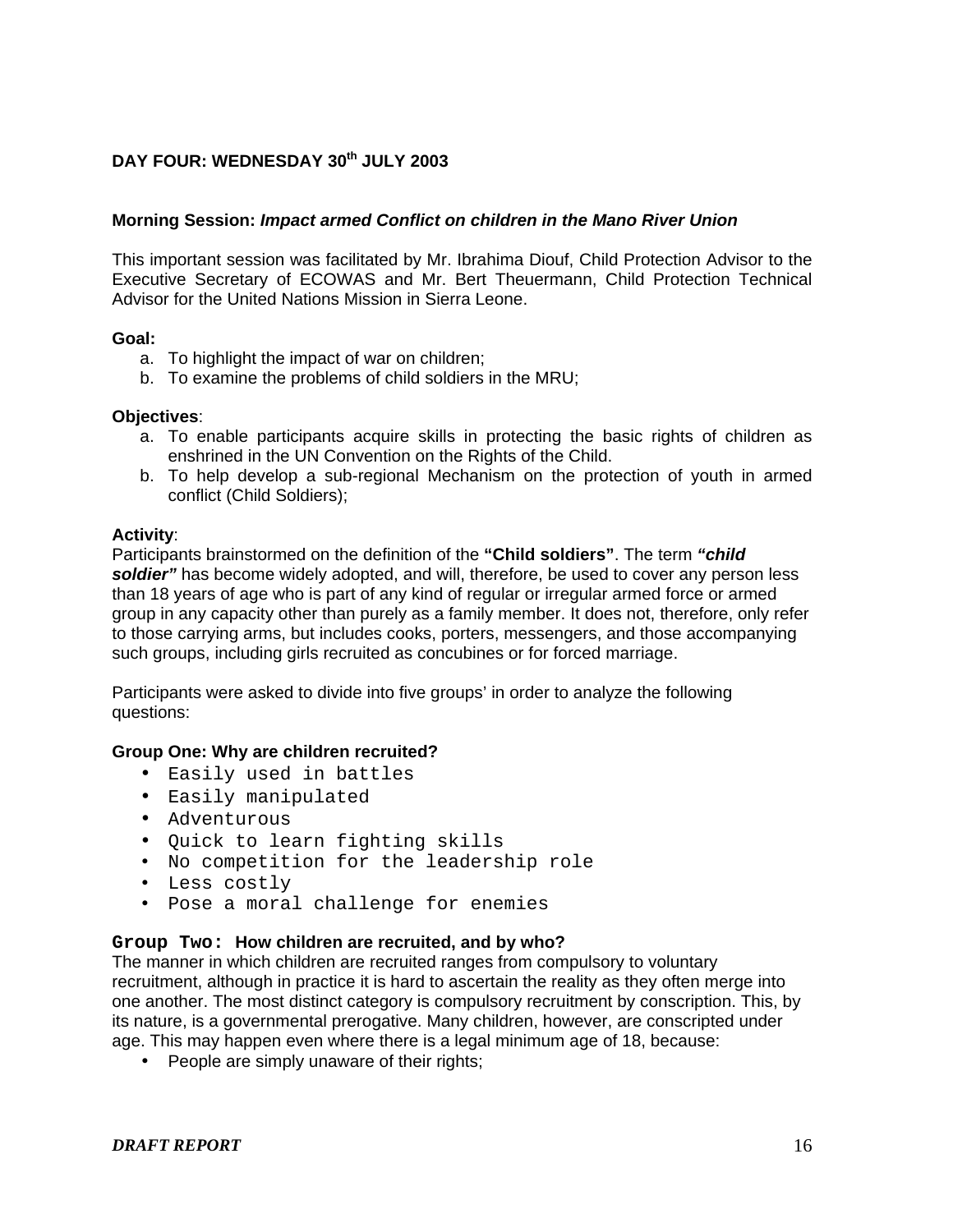## DAY FOUR: WEDNESDAY 30th JULY 2003

**Morning Session:** ***Impact armed Conflict on children in the Mano River Union***

This important session was facilitated by Mr. Ibrahima Diouf, Child Protection Advisor to the Executive Secretary of ECOWAS and Mr. Bert Theuermann, Child Protection Technical Advisor for the United Nations Mission in Sierra Leone.

**Goal:**

a. To highlight the impact of war on children;
b. To examine the problems of child soldiers in the MRU;

**Objectives**:

a. To enable participants acquire skills in protecting the basic rights of children as enshrined in the UN Convention on the Rights of the Child.
b. To help develop a sub-regional Mechanism on the protection of youth in armed conflict (Child Soldiers);

**Activity**:
Participants brainstormed on the definition of the **"Child soldiers"**. The term ***"child soldier"*** has become widely adopted, and will, therefore, be used to cover any person less than 18 years of age who is part of any kind of regular or irregular armed force or armed group in any capacity other than purely as a family member. It does not, therefore, only refer to those carrying arms, but includes cooks, porters, messengers, and those accompanying such groups, including girls recruited as concubines or for forced marriage.

Participants were asked to divide into five groups' in order to analyze the following questions:

**Group One: Why are children recruited?**

- Easily used in battles
- Easily manipulated
- Adventurous
- Quick to learn fighting skills
- No competition for the leadership role
- Less costly
- Pose a moral challenge for enemies

**Group Two: How children are recruited, and by who?**
The manner in which children are recruited ranges from compulsory to voluntary recruitment, although in practice it is hard to ascertain the reality as they often merge into one another. The most distinct category is compulsory recruitment by conscription. This, by its nature, is a governmental prerogative. Many children, however, are conscripted under age. This may happen even where there is a legal minimum age of 18, because:

- People are simply unaware of their rights;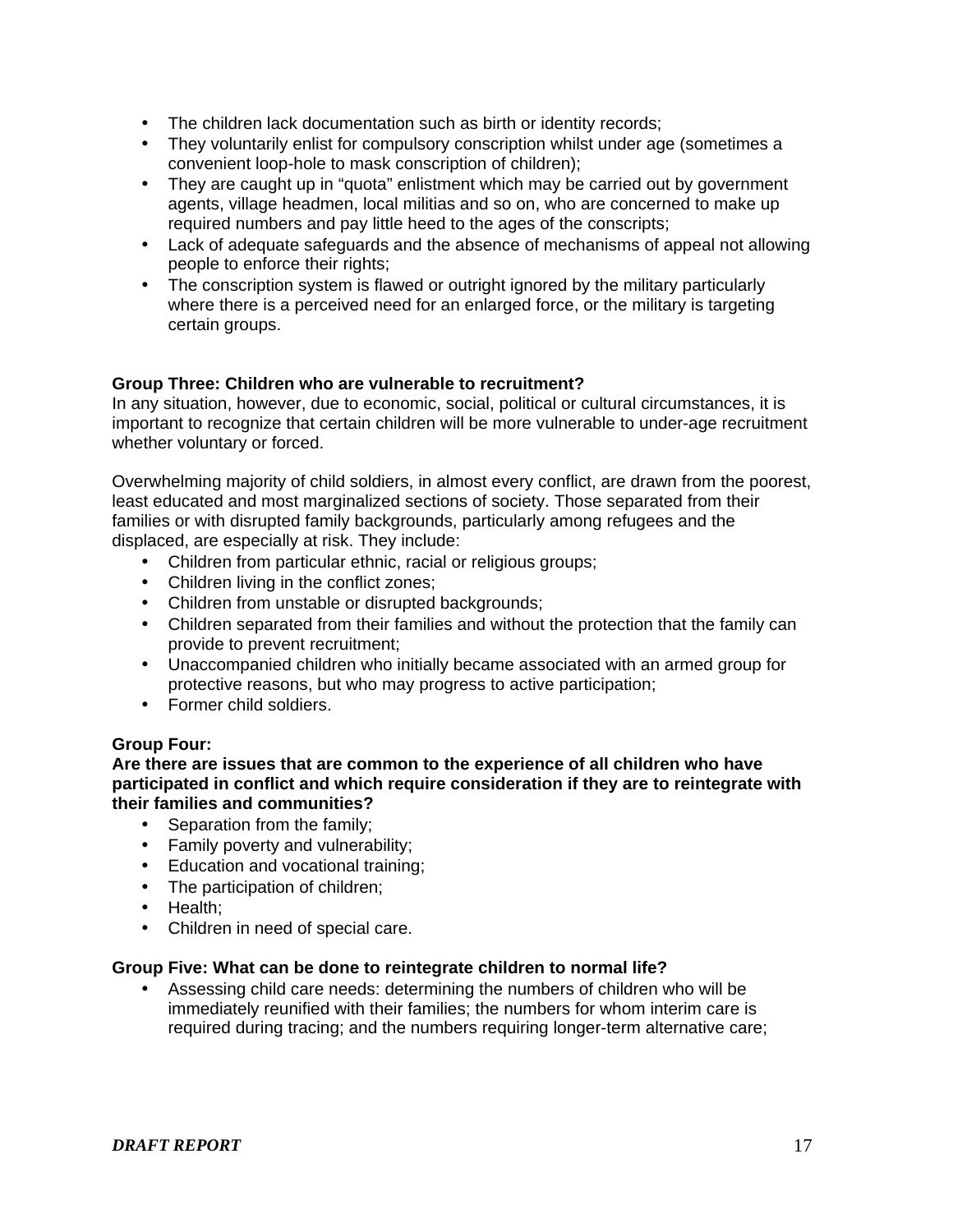- The children lack documentation such as birth or identity records;
- They voluntarily enlist for compulsory conscription whilst under age (sometimes a convenient loop-hole to mask conscription of children);
- They are caught up in "quota" enlistment which may be carried out by government agents, village headmen, local militias and so on, who are concerned to make up required numbers and pay little heed to the ages of the conscripts;
- Lack of adequate safeguards and the absence of mechanisms of appeal not allowing people to enforce their rights;
- The conscription system is flawed or outright ignored by the military particularly where there is a perceived need for an enlarged force, or the military is targeting certain groups.

**Group Three: Children who are vulnerable to recruitment?**

In any situation, however, due to economic, social, political or cultural circumstances, it is important to recognize that certain children will be more vulnerable to under-age recruitment whether voluntary or forced.

Overwhelming majority of child soldiers, in almost every conflict, are drawn from the poorest, least educated and most marginalized sections of society. Those separated from their families or with disrupted family backgrounds, particularly among refugees and the displaced, are especially at risk. They include:

- Children from particular ethnic, racial or religious groups;
- Children living in the conflict zones;
- Children from unstable or disrupted backgrounds;
- Children separated from their families and without the protection that the family can provide to prevent recruitment;
- Unaccompanied children who initially became associated with an armed group for protective reasons, but who may progress to active participation;
- Former child soldiers.

**Group Four:**

**Are there are issues that are common to the experience of all children who have participated in conflict and which require consideration if they are to reintegrate with their families and communities?**

- Separation from the family;
- Family poverty and vulnerability;
- Education and vocational training;
- The participation of children;
- Health;
- Children in need of special care.

**Group Five: What can be done to reintegrate children to normal life?**

- Assessing child care needs: determining the numbers of children who will be immediately reunified with their families; the numbers for whom interim care is required during tracing; and the numbers requiring longer-term alternative care;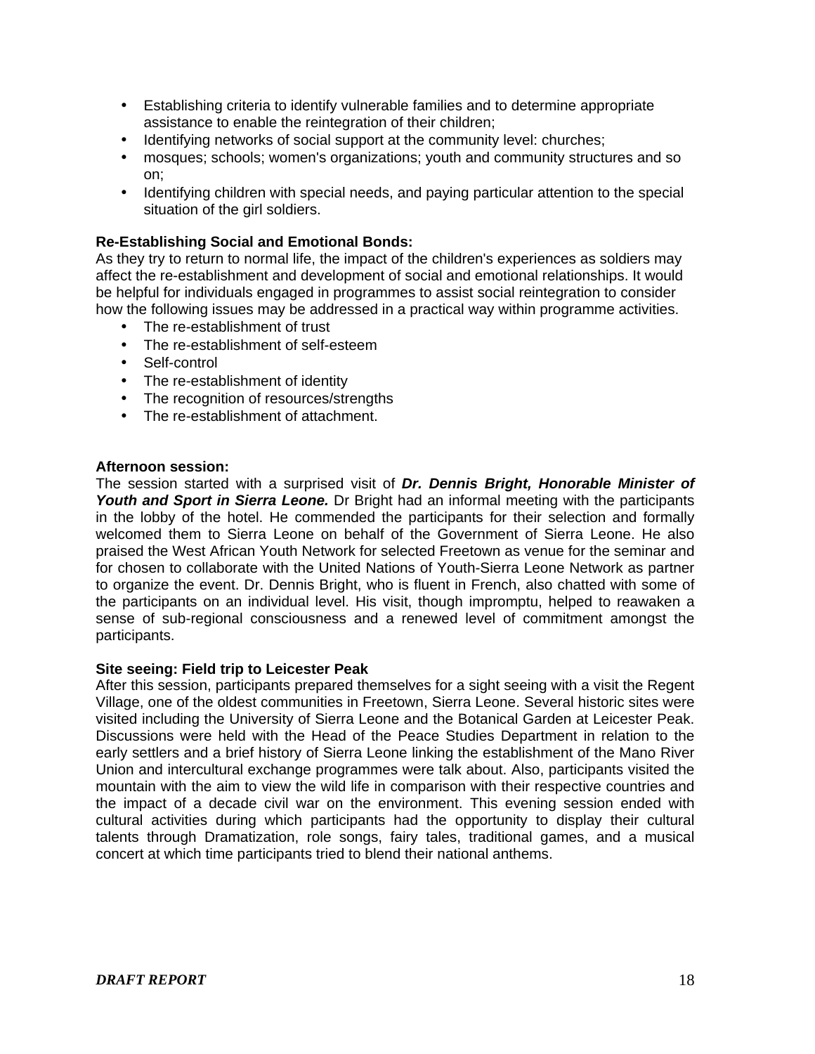- Establishing criteria to identify vulnerable families and to determine appropriate assistance to enable the reintegration of their children;
- Identifying networks of social support at the community level: churches;
- mosques; schools; women's organizations; youth and community structures and so on;
- Identifying children with special needs, and paying particular attention to the special situation of the girl soldiers.

**Re-Establishing Social and Emotional Bonds:**
As they try to return to normal life, the impact of the children's experiences as soldiers may affect the re-establishment and development of social and emotional relationships. It would be helpful for individuals engaged in programmes to assist social reintegration to consider how the following issues may be addressed in a practical way within programme activities.

- The re-establishment of trust
- The re-establishment of self-esteem
- Self-control
- The re-establishment of identity
- The recognition of resources/strengths
- The re-establishment of attachment.

**Afternoon session:**
The session started with a surprised visit of ***Dr. Dennis Bright, Honorable Minister of Youth and Sport in Sierra Leone.*** Dr Bright had an informal meeting with the participants in the lobby of the hotel. He commended the participants for their selection and formally welcomed them to Sierra Leone on behalf of the Government of Sierra Leone. He also praised the West African Youth Network for selected Freetown as venue for the seminar and for chosen to collaborate with the United Nations of Youth-Sierra Leone Network as partner to organize the event. Dr. Dennis Bright, who is fluent in French, also chatted with some of the participants on an individual level. His visit, though impromptu, helped to reawaken a sense of sub-regional consciousness and a renewed level of commitment amongst the participants.

**Site seeing: Field trip to Leicester Peak**
After this session, participants prepared themselves for a sight seeing with a visit the Regent Village, one of the oldest communities in Freetown, Sierra Leone. Several historic sites were visited including the University of Sierra Leone and the Botanical Garden at Leicester Peak. Discussions were held with the Head of the Peace Studies Department in relation to the early settlers and a brief history of Sierra Leone linking the establishment of the Mano River Union and intercultural exchange programmes were talk about. Also, participants visited the mountain with the aim to view the wild life in comparison with their respective countries and the impact of a decade civil war on the environment. This evening session ended with cultural activities during which participants had the opportunity to display their cultural talents through Dramatization, role songs, fairy tales, traditional games, and a musical concert at which time participants tried to blend their national anthems.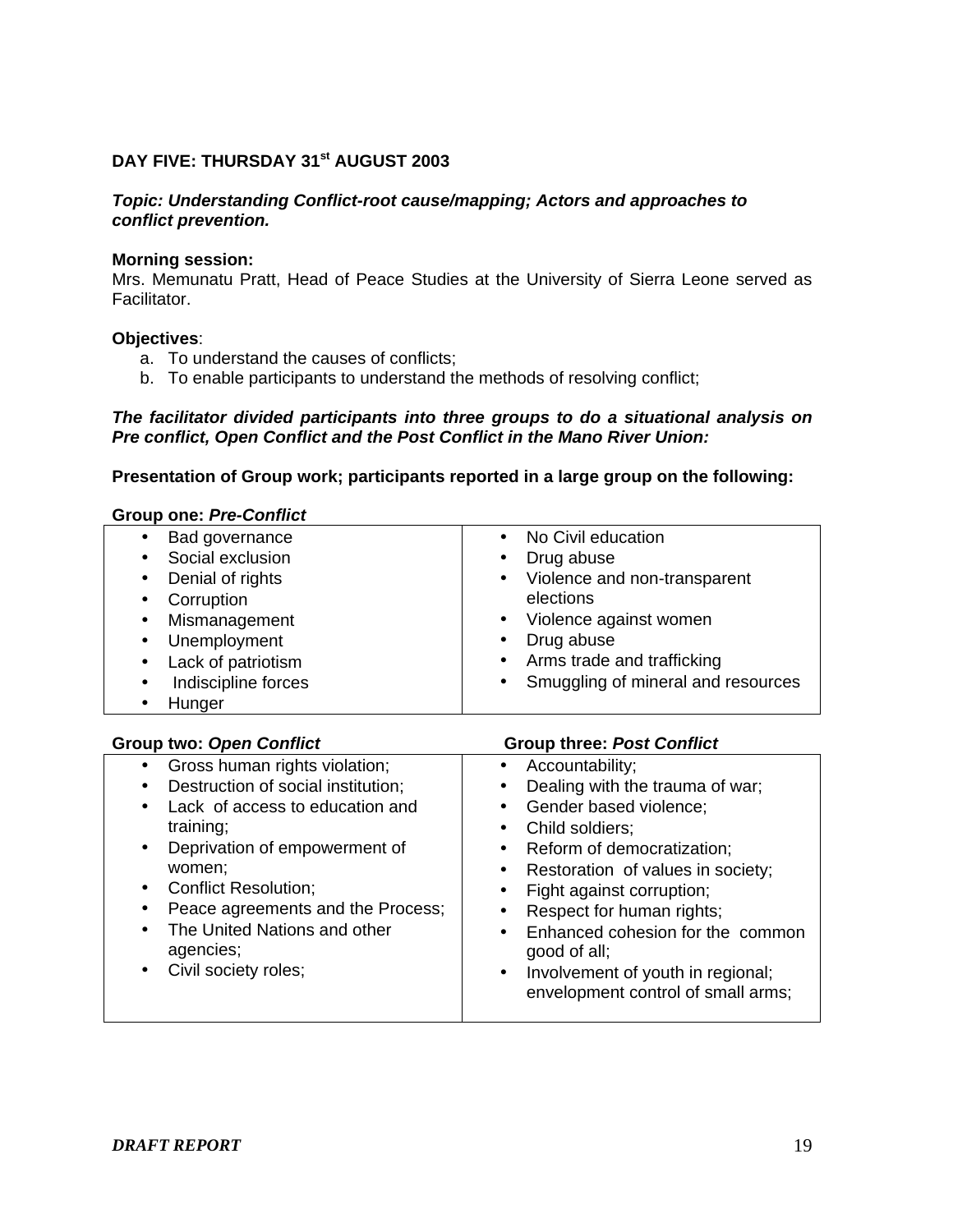**DAY FIVE: THURSDAY 31st AUGUST 2003**

***Topic: Understanding Conflict-root cause/mapping; Actors and approaches to conflict prevention.***

**Morning session:**
Mrs. Memunatu Pratt, Head of Peace Studies at the University of Sierra Leone served as Facilitator.

**Objectives**:

a. To understand the causes of conflicts;
b. To enable participants to understand the methods of resolving conflict;

***The facilitator divided participants into three groups to do a situational analysis on Pre conflict, Open Conflict and the Post Conflict in the Mano River Union:***

**Presentation of Group work; participants reported in a large group on the following:**

**Group one: *Pre-Conflict***

| | |
|---|---|
| • Bad governance<br>• Social exclusion<br>• Denial of rights<br>• Corruption<br>• Mismanagement<br>• Unemployment<br>• Lack of patriotism<br>• Indiscipline forces<br>• Hunger | • No Civil education<br>• Drug abuse<br>• Violence and non-transparent elections<br>• Violence against women<br>• Drug abuse<br>• Arms trade and trafficking<br>• Smuggling of mineral and resources |

| Group two: *Open Conflict* | Group three: *Post Conflict* |
|---|---|
| • Gross human rights violation;<br>• Destruction of social institution;<br>• Lack of access to education and training;<br>• Deprivation of empowerment of women;<br>• Conflict Resolution;<br>• Peace agreements and the Process;<br>• The United Nations and other agencies;<br>• Civil society roles; | • Accountability;<br>• Dealing with the trauma of war;<br>• Gender based violence;<br>• Child soldiers;<br>• Reform of democratization;<br>• Restoration of values in society;<br>• Fight against corruption;<br>• Respect for human rights;<br>• Enhanced cohesion for the common good of all;<br>• Involvement of youth in regional; envelopment control of small arms; |

***DRAFT REPORT***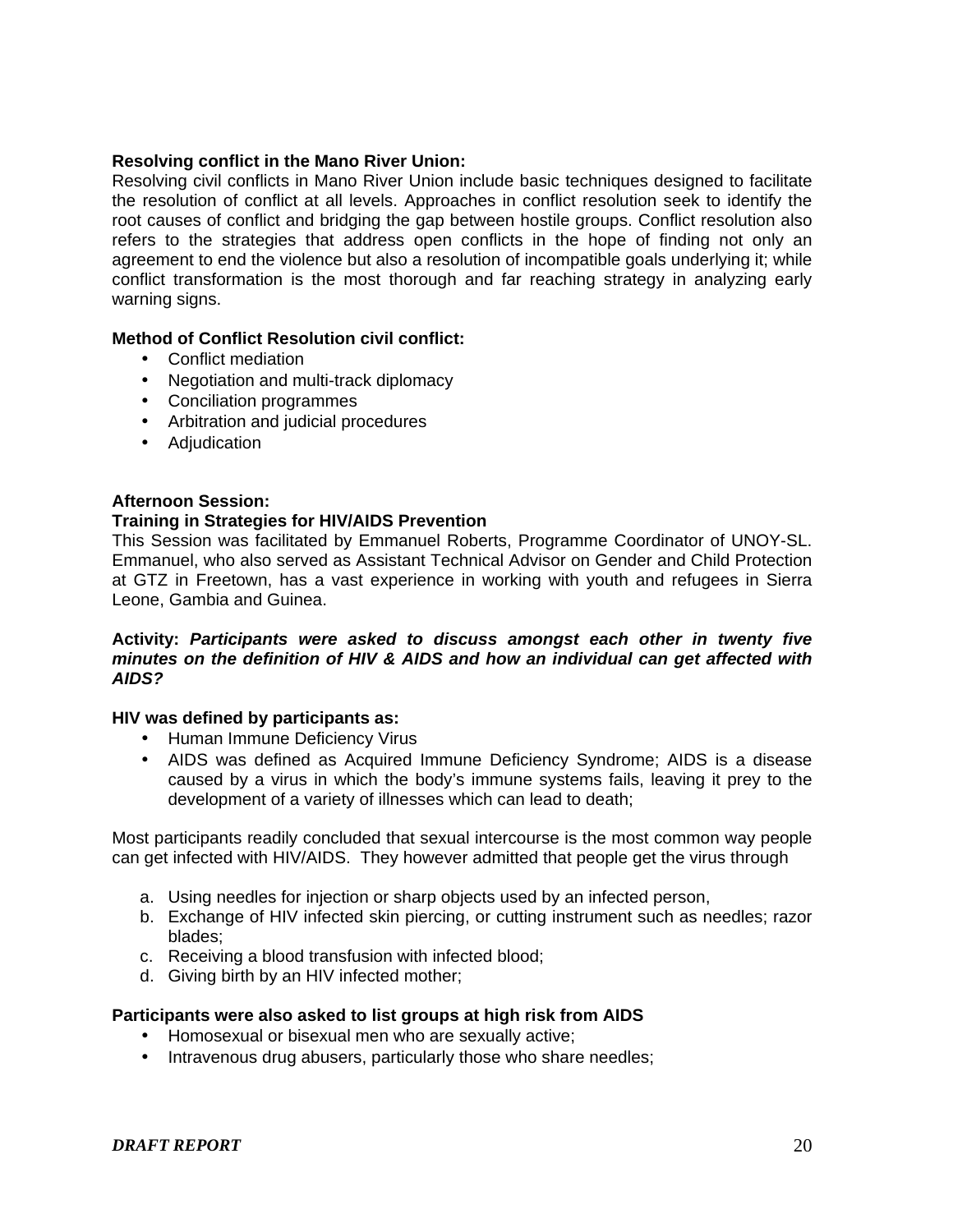**Resolving conflict in the Mano River Union:**

Resolving civil conflicts in Mano River Union include basic techniques designed to facilitate the resolution of conflict at all levels. Approaches in conflict resolution seek to identify the root causes of conflict and bridging the gap between hostile groups. Conflict resolution also refers to the strategies that address open conflicts in the hope of finding not only an agreement to end the violence but also a resolution of incompatible goals underlying it; while conflict transformation is the most thorough and far reaching strategy in analyzing early warning signs.

**Method of Conflict Resolution civil conflict:**

- Conflict mediation
- Negotiation and multi-track diplomacy
- Conciliation programmes
- Arbitration and judicial procedures
- Adjudication

**Afternoon Session:**

**Training in Strategies for HIV/AIDS Prevention**

This Session was facilitated by Emmanuel Roberts, Programme Coordinator of UNOY-SL. Emmanuel, who also served as Assistant Technical Advisor on Gender and Child Protection at GTZ in Freetown, has a vast experience in working with youth and refugees in Sierra Leone, Gambia and Guinea.

**Activity:** ***Participants were asked to discuss amongst each other in twenty five minutes on the definition of HIV & AIDS and how an individual can get affected with AIDS?***

**HIV was defined by participants as:**

- Human Immune Deficiency Virus
- AIDS was defined as Acquired Immune Deficiency Syndrome; AIDS is a disease caused by a virus in which the body's immune systems fails, leaving it prey to the development of a variety of illnesses which can lead to death;

Most participants readily concluded that sexual intercourse is the most common way people can get infected with HIV/AIDS. They however admitted that people get the virus through

a. Using needles for injection or sharp objects used by an infected person,
b. Exchange of HIV infected skin piercing, or cutting instrument such as needles; razor blades;
c. Receiving a blood transfusion with infected blood;
d. Giving birth by an HIV infected mother;

**Participants were also asked to list groups at high risk from AIDS**

- Homosexual or bisexual men who are sexually active;
- Intravenous drug abusers, particularly those who share needles;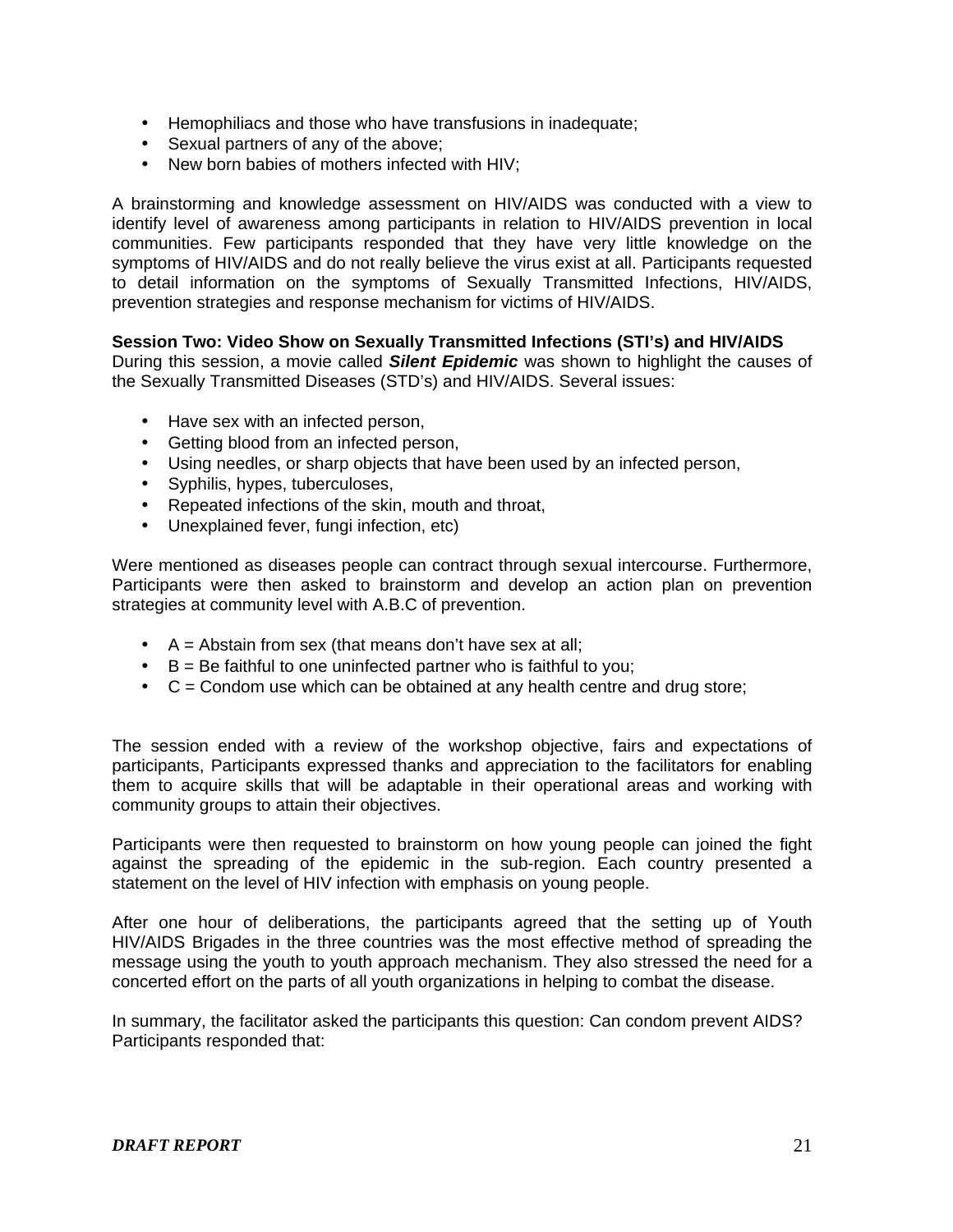- Hemophiliacs and those who have transfusions in inadequate;
- Sexual partners of any of the above;
- New born babies of mothers infected with HIV;

A brainstorming and knowledge assessment on HIV/AIDS was conducted with a view to identify level of awareness among participants in relation to HIV/AIDS prevention in local communities. Few participants responded that they have very little knowledge on the symptoms of HIV/AIDS and do not really believe the virus exist at all. Participants requested to detail information on the symptoms of Sexually Transmitted Infections, HIV/AIDS, prevention strategies and response mechanism for victims of HIV/AIDS.

**Session Two: Video Show on Sexually Transmitted Infections (STI's) and HIV/AIDS**
During this session, a movie called ***Silent Epidemic*** was shown to highlight the causes of the Sexually Transmitted Diseases (STD's) and HIV/AIDS. Several issues:

- Have sex with an infected person,
- Getting blood from an infected person,
- Using needles, or sharp objects that have been used by an infected person,
- Syphilis, hypes, tuberculoses,
- Repeated infections of the skin, mouth and throat,
- Unexplained fever, fungi infection, etc)

Were mentioned as diseases people can contract through sexual intercourse. Furthermore, Participants were then asked to brainstorm and develop an action plan on prevention strategies at community level with A.B.C of prevention.

- A = Abstain from sex (that means don't have sex at all;
- B = Be faithful to one uninfected partner who is faithful to you;
- C = Condom use which can be obtained at any health centre and drug store;

The session ended with a review of the workshop objective, fairs and expectations of participants, Participants expressed thanks and appreciation to the facilitators for enabling them to acquire skills that will be adaptable in their operational areas and working with community groups to attain their objectives.

Participants were then requested to brainstorm on how young people can joined the fight against the spreading of the epidemic in the sub-region. Each country presented a statement on the level of HIV infection with emphasis on young people.

After one hour of deliberations, the participants agreed that the setting up of Youth HIV/AIDS Brigades in the three countries was the most effective method of spreading the message using the youth to youth approach mechanism. They also stressed the need for a concerted effort on the parts of all youth organizations in helping to combat the disease.

In summary, the facilitator asked the participants this question: Can condom prevent AIDS? Participants responded that: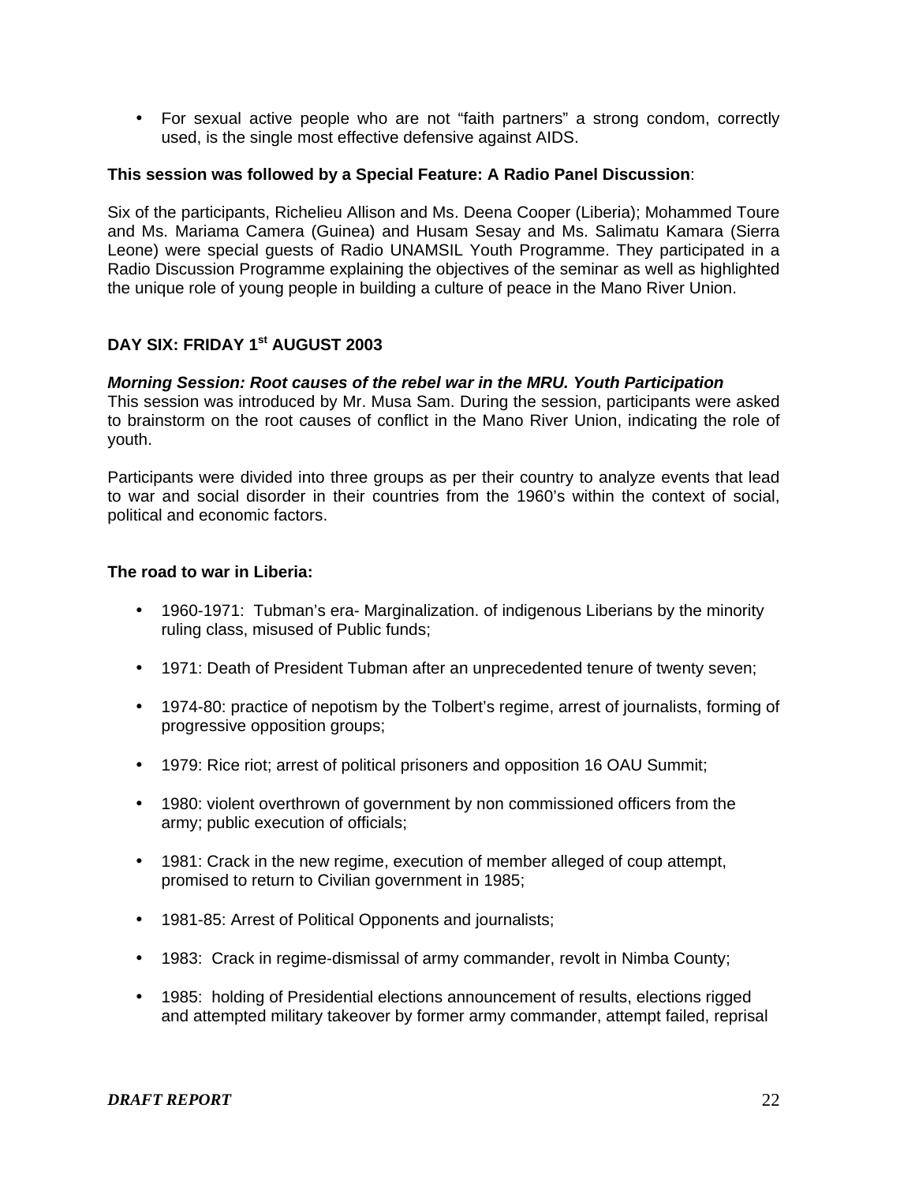- For sexual active people who are not "faith partners" a strong condom, correctly used, is the single most effective defensive against AIDS.

**This session was followed by a Special Feature: A Radio Panel Discussion**:

Six of the participants, Richelieu Allison and Ms. Deena Cooper (Liberia); Mohammed Toure and Ms. Mariama Camera (Guinea) and Husam Sesay and Ms. Salimatu Kamara (Sierra Leone) were special guests of Radio UNAMSIL Youth Programme. They participated in a Radio Discussion Programme explaining the objectives of the seminar as well as highlighted the unique role of young people in building a culture of peace in the Mano River Union.

## DAY SIX: FRIDAY 1st AUGUST 2003

***Morning Session: Root causes of the rebel war in the MRU. Youth Participation***

This session was introduced by Mr. Musa Sam. During the session, participants were asked to brainstorm on the root causes of conflict in the Mano River Union, indicating the role of youth.

Participants were divided into three groups as per their country to analyze events that lead to war and social disorder in their countries from the 1960's within the context of social, political and economic factors.

**The road to war in Liberia:**

- 1960-1971: Tubman's era- Marginalization. of indigenous Liberians by the minority ruling class, misused of Public funds;
- 1971: Death of President Tubman after an unprecedented tenure of twenty seven;
- 1974-80: practice of nepotism by the Tolbert's regime, arrest of journalists, forming of progressive opposition groups;
- 1979: Rice riot; arrest of political prisoners and opposition 16 OAU Summit;
- 1980: violent overthrown of government by non commissioned officers from the army; public execution of officials;
- 1981: Crack in the new regime, execution of member alleged of coup attempt, promised to return to Civilian government in 1985;
- 1981-85: Arrest of Political Opponents and journalists;
- 1983: Crack in regime-dismissal of army commander, revolt in Nimba County;
- 1985: holding of Presidential elections announcement of results, elections rigged and attempted military takeover by former army commander, attempt failed, reprisal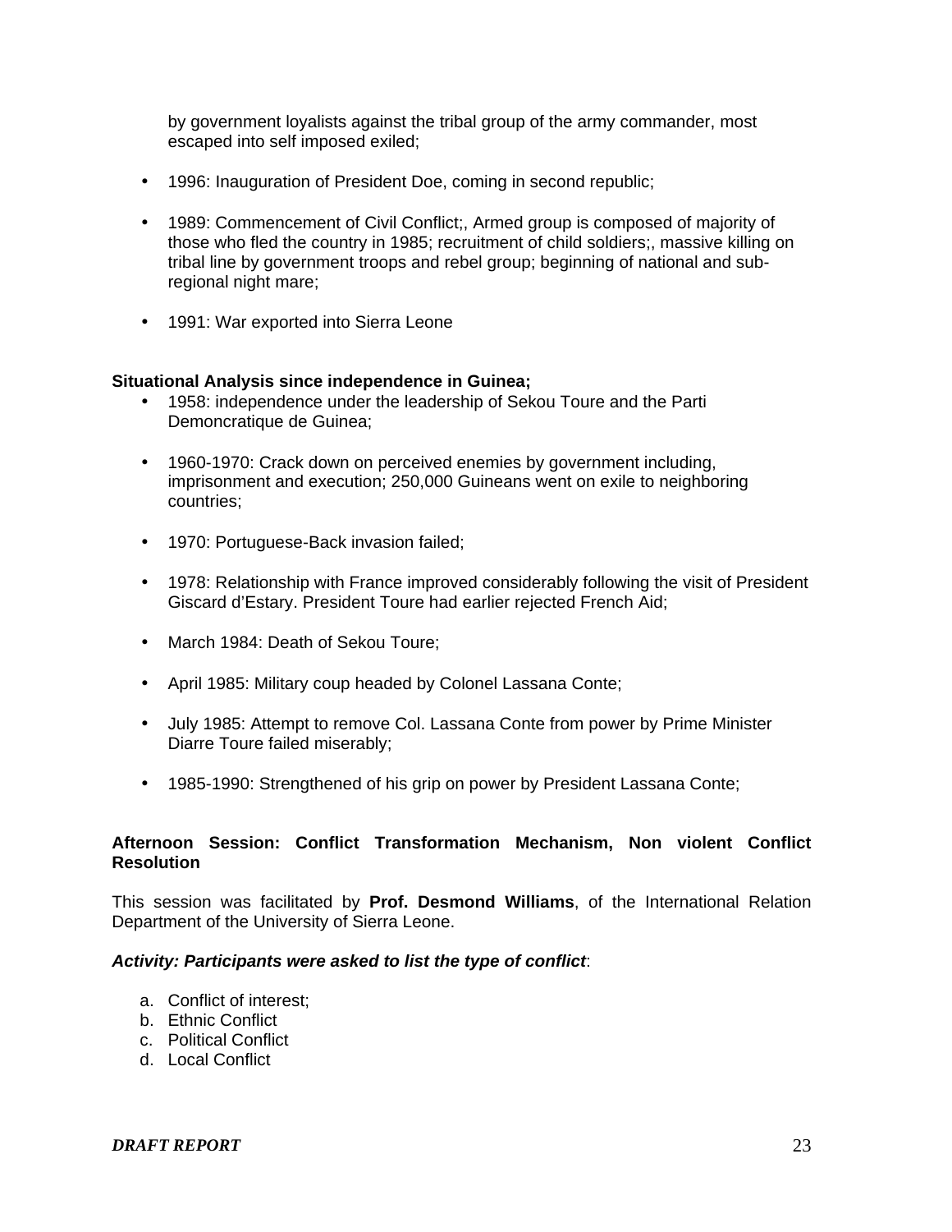by government loyalists against the tribal group of the army commander, most escaped into self imposed exiled;

- 1996: Inauguration of President Doe, coming in second republic;

- 1989: Commencement of Civil Conflict;, Armed group is composed of majority of those who fled the country in 1985; recruitment of child soldiers;, massive killing on tribal line by government troops and rebel group; beginning of national and sub-regional night mare;

- 1991: War exported into Sierra Leone

**Situational Analysis since independence in Guinea;**

- 1958: independence under the leadership of Sekou Toure and the Parti Demoncratique de Guinea;

- 1960-1970: Crack down on perceived enemies by government including, imprisonment and execution; 250,000 Guineans went on exile to neighboring countries;

- 1970: Portuguese-Back invasion failed;

- 1978: Relationship with France improved considerably following the visit of President Giscard d'Estary. President Toure had earlier rejected French Aid;

- March 1984: Death of Sekou Toure;

- April 1985: Military coup headed by Colonel Lassana Conte;

- July 1985: Attempt to remove Col. Lassana Conte from power by Prime Minister Diarre Toure failed miserably;

- 1985-1990: Strengthened of his grip on power by President Lassana Conte;

**Afternoon Session: Conflict Transformation Mechanism, Non violent Conflict Resolution**

This session was facilitated by **Prof. Desmond Williams**, of the International Relation Department of the University of Sierra Leone.

***Activity: Participants were asked to list the type of conflict***:

a. Conflict of interest;
b. Ethnic Conflict
c. Political Conflict
d. Local Conflict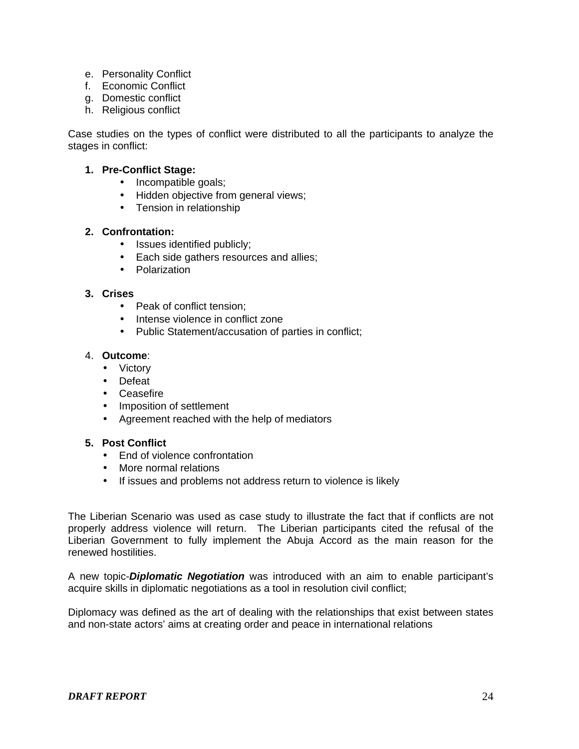e. Personality Conflict
f. Economic Conflict
g. Domestic conflict
h. Religious conflict

Case studies on the types of conflict were distributed to all the participants to analyze the stages in conflict:

1. **Pre-Conflict Stage:**
    - Incompatible goals;
    - Hidden objective from general views;
    - Tension in relationship

2. **Confrontation:**
    - Issues identified publicly;
    - Each side gathers resources and allies;
    - Polarization

3. **Crises**
    - Peak of conflict tension;
    - Intense violence in conflict zone
    - Public Statement/accusation of parties in conflict;

4. **Outcome**:
    - Victory
    - Defeat
    - Ceasefire
    - Imposition of settlement
    - Agreement reached with the help of mediators

5. **Post Conflict**
    - End of violence confrontation
    - More normal relations
    - If issues and problems not address return to violence is likely

The Liberian Scenario was used as case study to illustrate the fact that if conflicts are not properly address violence will return. The Liberian participants cited the refusal of the Liberian Government to fully implement the Abuja Accord as the main reason for the renewed hostilities.

A new topic-***Diplomatic Negotiation*** was introduced with an aim to enable participant's acquire skills in diplomatic negotiations as a tool in resolution civil conflict;

Diplomacy was defined as the art of dealing with the relationships that exist between states and non-state actors' aims at creating order and peace in international relations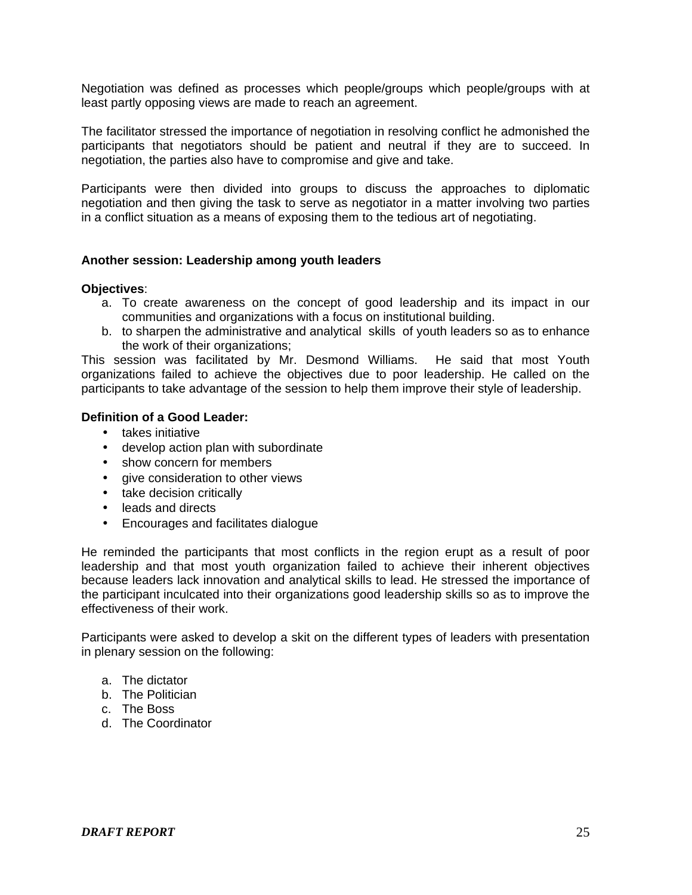Negotiation was defined as processes which people/groups which people/groups with at least partly opposing views are made to reach an agreement.

The facilitator stressed the importance of negotiation in resolving conflict he admonished the participants that negotiators should be patient and neutral if they are to succeed. In negotiation, the parties also have to compromise and give and take.

Participants were then divided into groups to discuss the approaches to diplomatic negotiation and then giving the task to serve as negotiator in a matter involving two parties in a conflict situation as a means of exposing them to the tedious art of negotiating.

**Another session: Leadership among youth leaders**

**Objectives**:

a. To create awareness on the concept of good leadership and its impact in our communities and organizations with a focus on institutional building.
b. to sharpen the administrative and analytical skills of youth leaders so as to enhance the work of their organizations;

This session was facilitated by Mr. Desmond Williams. He said that most Youth organizations failed to achieve the objectives due to poor leadership. He called on the participants to take advantage of the session to help them improve their style of leadership.

**Definition of a Good Leader:**

- takes initiative
- develop action plan with subordinate
- show concern for members
- give consideration to other views
- take decision critically
- leads and directs
- Encourages and facilitates dialogue

He reminded the participants that most conflicts in the region erupt as a result of poor leadership and that most youth organization failed to achieve their inherent objectives because leaders lack innovation and analytical skills to lead. He stressed the importance of the participant inculcated into their organizations good leadership skills so as to improve the effectiveness of their work.

Participants were asked to develop a skit on the different types of leaders with presentation in plenary session on the following:

a. The dictator
b. The Politician
c. The Boss
d. The Coordinator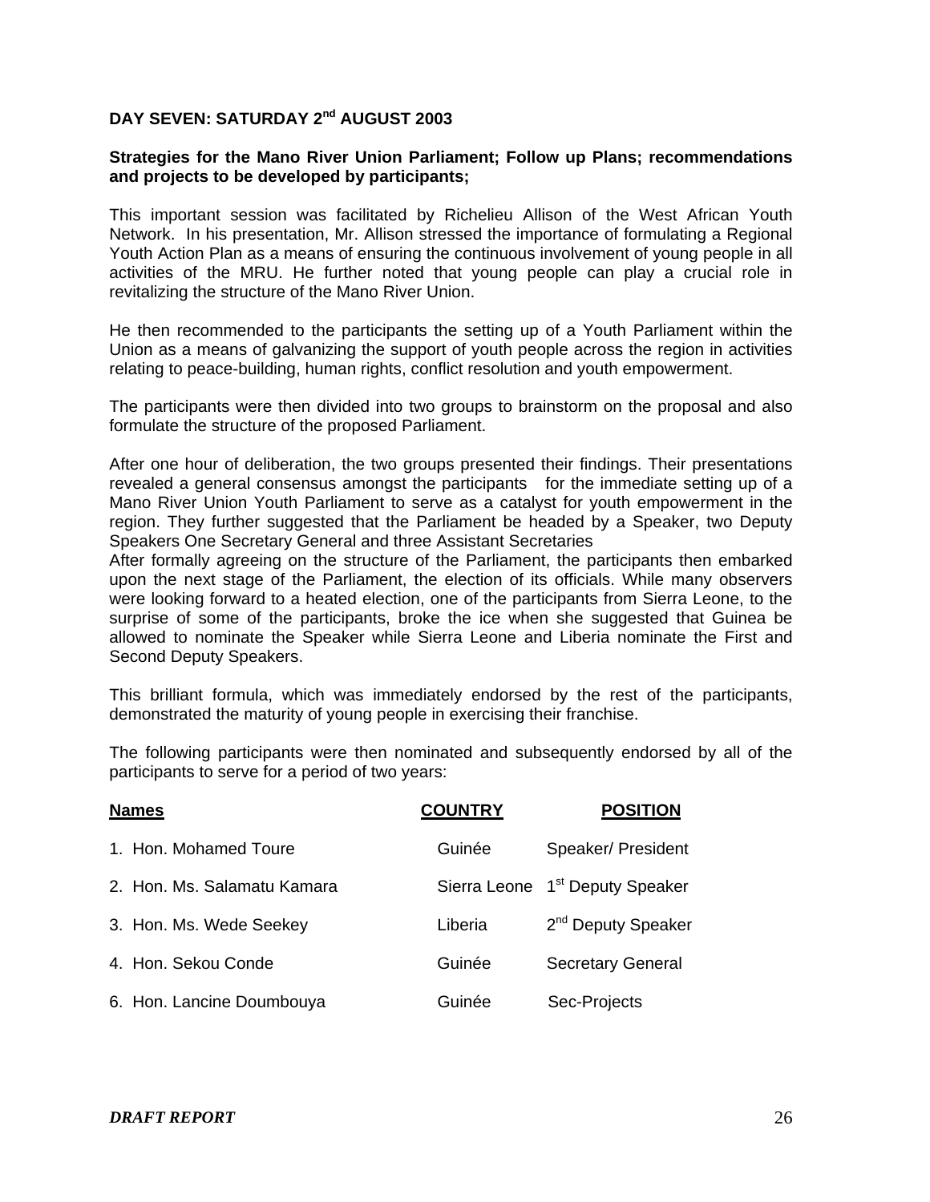**DAY SEVEN: SATURDAY 2nd AUGUST 2003**

**Strategies for the Mano River Union Parliament; Follow up Plans; recommendations and projects to be developed by participants;**

This important session was facilitated by Richelieu Allison of the West African Youth Network. In his presentation, Mr. Allison stressed the importance of formulating a Regional Youth Action Plan as a means of ensuring the continuous involvement of young people in all activities of the MRU. He further noted that young people can play a crucial role in revitalizing the structure of the Mano River Union.

He then recommended to the participants the setting up of a Youth Parliament within the Union as a means of galvanizing the support of youth people across the region in activities relating to peace-building, human rights, conflict resolution and youth empowerment.

The participants were then divided into two groups to brainstorm on the proposal and also formulate the structure of the proposed Parliament.

After one hour of deliberation, the two groups presented their findings. Their presentations revealed a general consensus amongst the participants for the immediate setting up of a Mano River Union Youth Parliament to serve as a catalyst for youth empowerment in the region. They further suggested that the Parliament be headed by a Speaker, two Deputy Speakers One Secretary General and three Assistant Secretaries

After formally agreeing on the structure of the Parliament, the participants then embarked upon the next stage of the Parliament, the election of its officials. While many observers were looking forward to a heated election, one of the participants from Sierra Leone, to the surprise of some of the participants, broke the ice when she suggested that Guinea be allowed to nominate the Speaker while Sierra Leone and Liberia nominate the First and Second Deputy Speakers.

This brilliant formula, which was immediately endorsed by the rest of the participants, demonstrated the maturity of young people in exercising their franchise.

The following participants were then nominated and subsequently endorsed by all of the participants to serve for a period of two years:

| Names | COUNTRY | POSITION |
|---|---|---|
| 1. Hon. Mohamed Toure | Guinée | Speaker/ President |
| 2. Hon. Ms. Salamatu Kamara | Sierra Leone | 1st Deputy Speaker |
| 3. Hon. Ms. Wede Seekey | Liberia | 2nd Deputy Speaker |
| 4. Hon. Sekou Conde | Guinée | Secretary General |
| 6. Hon. Lancine Doumbouya | Guinée | Sec-Projects |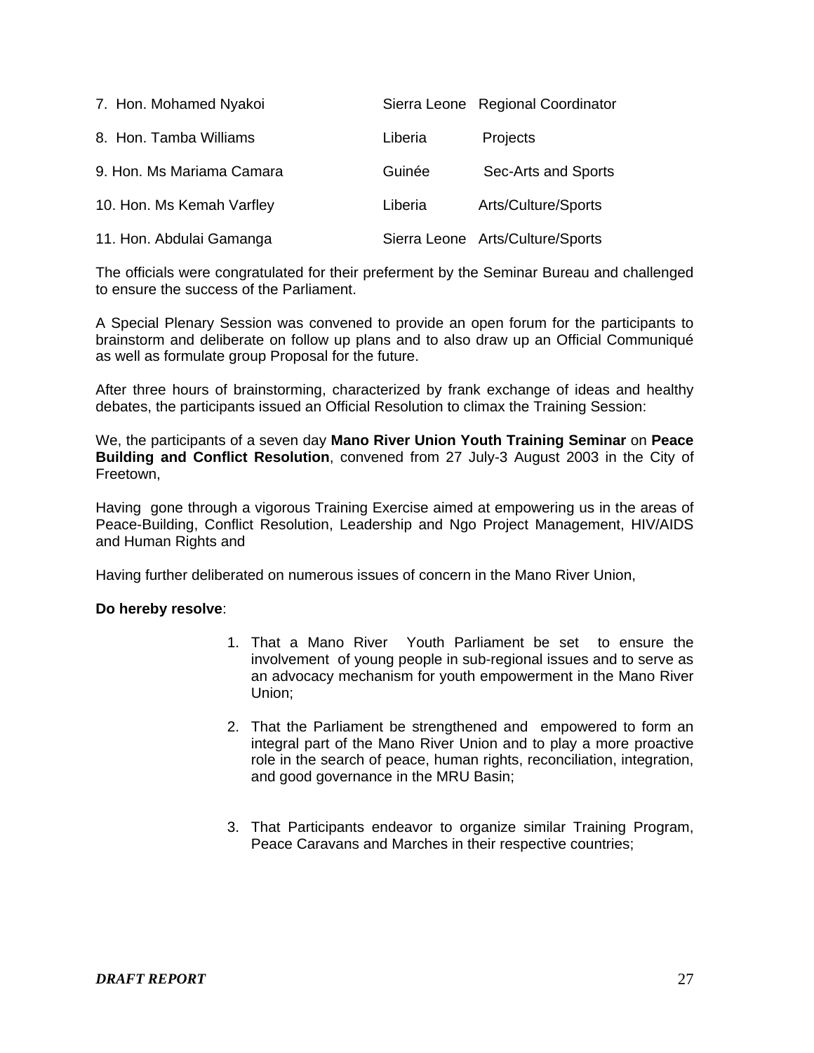| | | |
|---|---|---|
| 7. Hon. Mohamed Nyakoi | Sierra Leone | Regional Coordinator |
| 8. Hon. Tamba Williams | Liberia | Projects |
| 9. Hon. Ms Mariama Camara | Guinée | Sec-Arts and Sports |
| 10. Hon. Ms Kemah Varfley | Liberia | Arts/Culture/Sports |
| 11. Hon. Abdulai Gamanga | Sierra Leone | Arts/Culture/Sports |

The officials were congratulated for their preferment by the Seminar Bureau and challenged to ensure the success of the Parliament.

A Special Plenary Session was convened to provide an open forum for the participants to brainstorm and deliberate on follow up plans and to also draw up an Official Communiqué as well as formulate group Proposal for the future.

After three hours of brainstorming, characterized by frank exchange of ideas and healthy debates, the participants issued an Official Resolution to climax the Training Session:

We, the participants of a seven day **Mano River Union Youth Training Seminar** on **Peace Building and Conflict Resolution**, convened from 27 July-3 August 2003 in the City of Freetown,

Having gone through a vigorous Training Exercise aimed at empowering us in the areas of Peace-Building, Conflict Resolution, Leadership and Ngo Project Management, HIV/AIDS and Human Rights and

Having further deliberated on numerous issues of concern in the Mano River Union,

**Do hereby resolve**:

1. That a Mano River Youth Parliament be set to ensure the involvement of young people in sub-regional issues and to serve as an advocacy mechanism for youth empowerment in the Mano River Union;

2. That the Parliament be strengthened and empowered to form an integral part of the Mano River Union and to play a more proactive role in the search of peace, human rights, reconciliation, integration, and good governance in the MRU Basin;

3. That Participants endeavor to organize similar Training Program, Peace Caravans and Marches in their respective countries;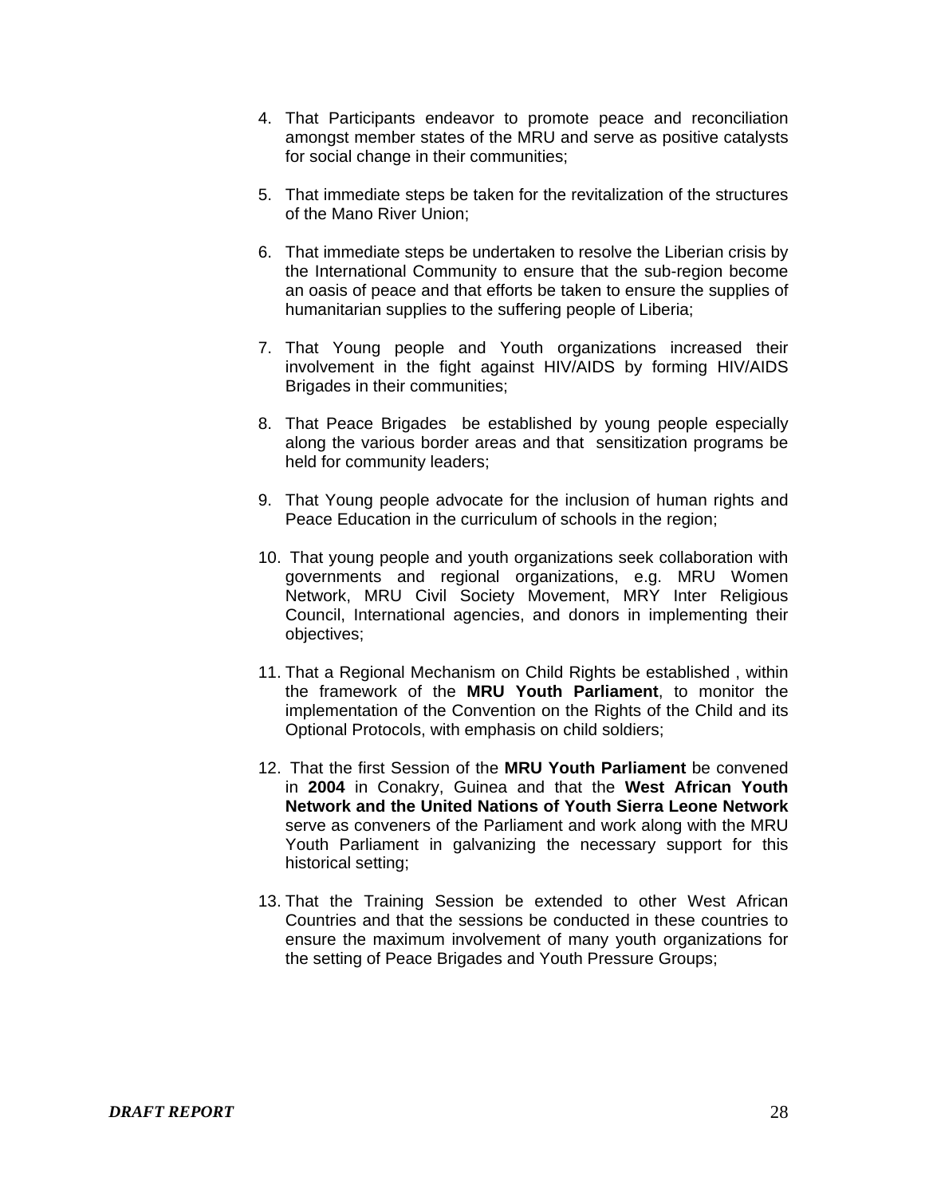4. That Participants endeavor to promote peace and reconciliation amongst member states of the MRU and serve as positive catalysts for social change in their communities;

5. That immediate steps be taken for the revitalization of the structures of the Mano River Union;

6. That immediate steps be undertaken to resolve the Liberian crisis by the International Community to ensure that the sub-region become an oasis of peace and that efforts be taken to ensure the supplies of humanitarian supplies to the suffering people of Liberia;

7. That Young people and Youth organizations increased their involvement in the fight against HIV/AIDS by forming HIV/AIDS Brigades in their communities;

8. That Peace Brigades be established by young people especially along the various border areas and that sensitization programs be held for community leaders;

9. That Young people advocate for the inclusion of human rights and Peace Education in the curriculum of schools in the region;

10. That young people and youth organizations seek collaboration with governments and regional organizations, e.g. MRU Women Network, MRU Civil Society Movement, MRY Inter Religious Council, International agencies, and donors in implementing their objectives;

11. That a Regional Mechanism on Child Rights be established , within the framework of the **MRU Youth Parliament**, to monitor the implementation of the Convention on the Rights of the Child and its Optional Protocols, with emphasis on child soldiers;

12. That the first Session of the **MRU Youth Parliament** be convened in **2004** in Conakry, Guinea and that the **West African Youth Network and the United Nations of Youth Sierra Leone Network** serve as conveners of the Parliament and work along with the MRU Youth Parliament in galvanizing the necessary support for this historical setting;

13. That the Training Session be extended to other West African Countries and that the sessions be conducted in these countries to ensure the maximum involvement of many youth organizations for the setting of Peace Brigades and Youth Pressure Groups;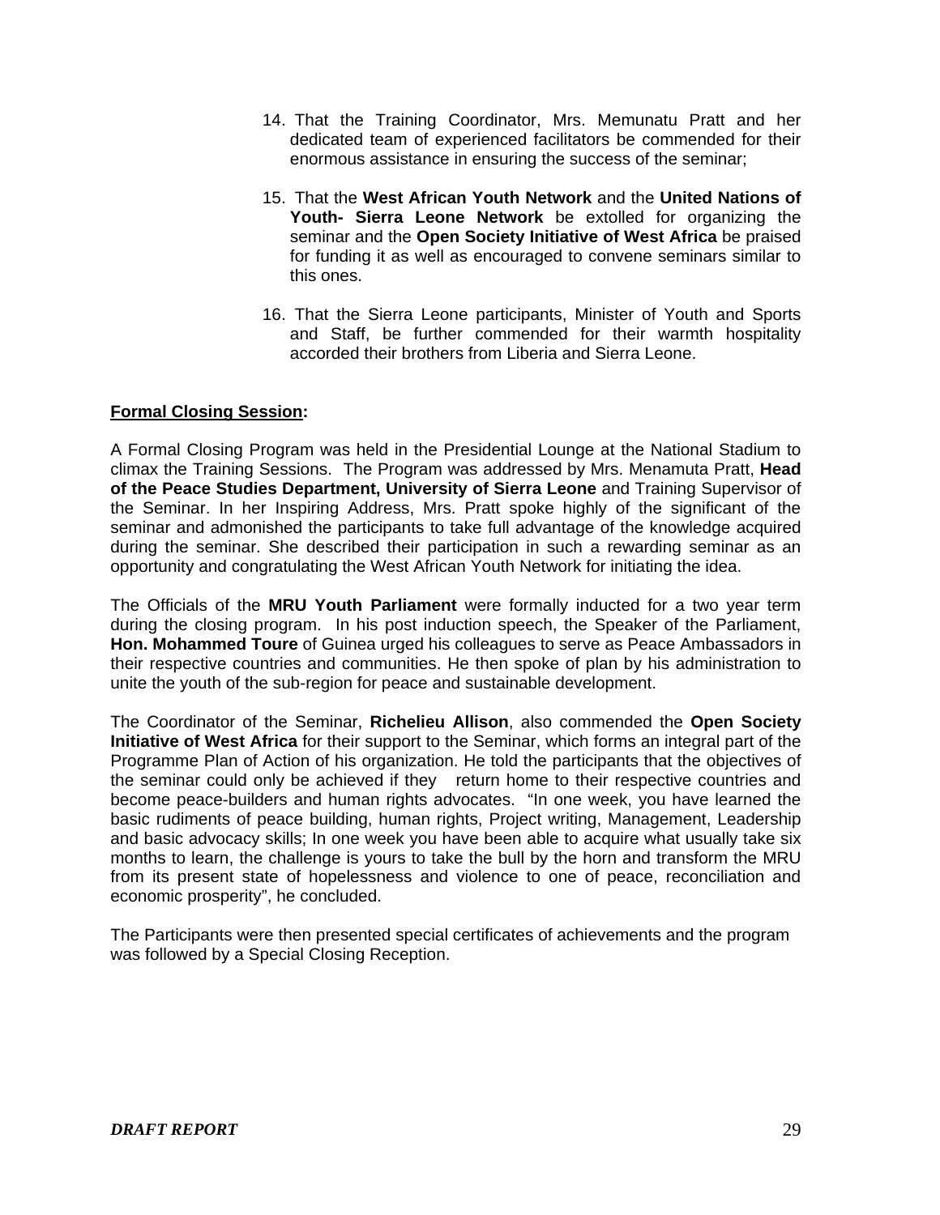14. That the Training Coordinator, Mrs. Memunatu Pratt and her dedicated team of experienced facilitators be commended for their enormous assistance in ensuring the success of the seminar;

15. That the **West African Youth Network** and the **United Nations of Youth- Sierra Leone Network** be extolled for organizing the seminar and the **Open Society Initiative of West Africa** be praised for funding it as well as encouraged to convene seminars similar to this ones.

16. That the Sierra Leone participants, Minister of Youth and Sports and Staff, be further commended for their warmth hospitality accorded their brothers from Liberia and Sierra Leone.

**Formal Closing Session:**

A Formal Closing Program was held in the Presidential Lounge at the National Stadium to climax the Training Sessions. The Program was addressed by Mrs. Menamuta Pratt, **Head of the Peace Studies Department, University of Sierra Leone** and Training Supervisor of the Seminar. In her Inspiring Address, Mrs. Pratt spoke highly of the significant of the seminar and admonished the participants to take full advantage of the knowledge acquired during the seminar. She described their participation in such a rewarding seminar as an opportunity and congratulating the West African Youth Network for initiating the idea.

The Officials of the **MRU Youth Parliament** were formally inducted for a two year term during the closing program. In his post induction speech, the Speaker of the Parliament, **Hon. Mohammed Toure** of Guinea urged his colleagues to serve as Peace Ambassadors in their respective countries and communities. He then spoke of plan by his administration to unite the youth of the sub-region for peace and sustainable development.

The Coordinator of the Seminar, **Richelieu Allison**, also commended the **Open Society Initiative of West Africa** for their support to the Seminar, which forms an integral part of the Programme Plan of Action of his organization. He told the participants that the objectives of the seminar could only be achieved if they return home to their respective countries and become peace-builders and human rights advocates. "In one week, you have learned the basic rudiments of peace building, human rights, Project writing, Management, Leadership and basic advocacy skills; In one week you have been able to acquire what usually take six months to learn, the challenge is yours to take the bull by the horn and transform the MRU from its present state of hopelessness and violence to one of peace, reconciliation and economic prosperity", he concluded.

The Participants were then presented special certificates of achievements and the program was followed by a Special Closing Reception.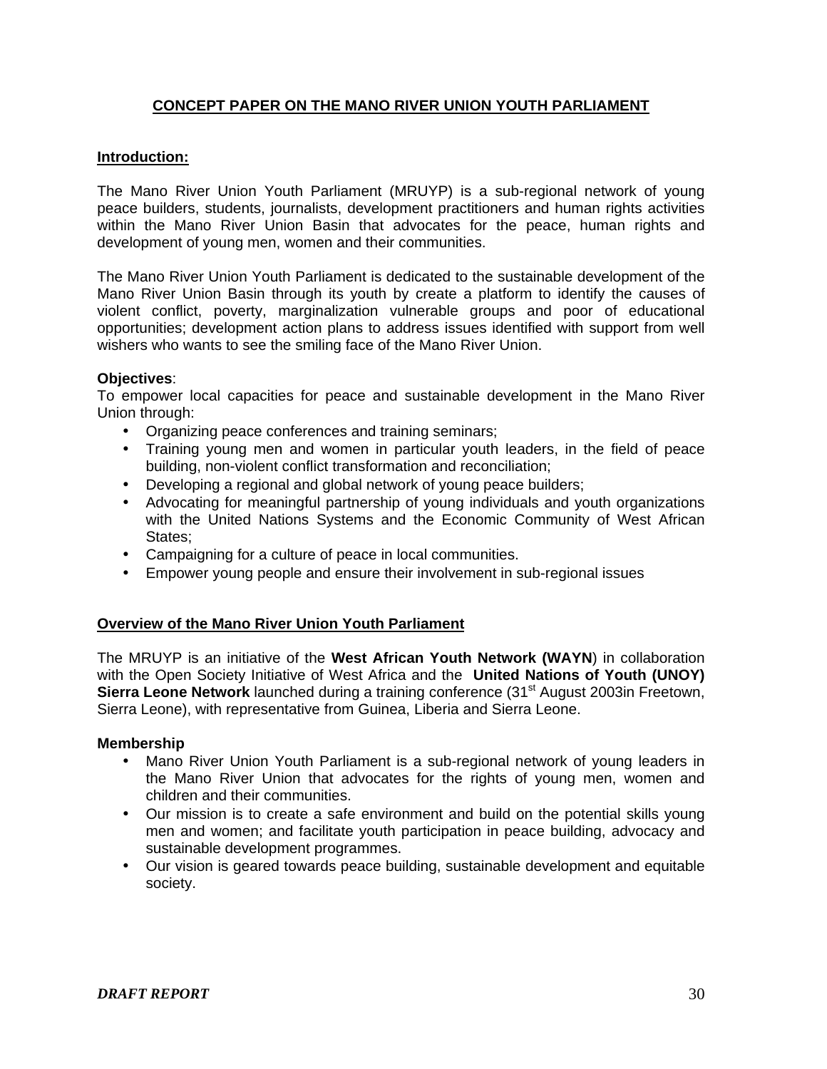# CONCEPT PAPER ON THE MANO RIVER UNION YOUTH PARLIAMENT

## Introduction:

The Mano River Union Youth Parliament (MRUYP) is a sub-regional network of young peace builders, students, journalists, development practitioners and human rights activities within the Mano River Union Basin that advocates for the peace, human rights and development of young men, women and their communities.

The Mano River Union Youth Parliament is dedicated to the sustainable development of the Mano River Union Basin through its youth by create a platform to identify the causes of violent conflict, poverty, marginalization vulnerable groups and poor of educational opportunities; development action plans to address issues identified with support from well wishers who wants to see the smiling face of the Mano River Union.

**Objectives**:

To empower local capacities for peace and sustainable development in the Mano River Union through:

- Organizing peace conferences and training seminars;
- Training young men and women in particular youth leaders, in the field of peace building, non-violent conflict transformation and reconciliation;
- Developing a regional and global network of young peace builders;
- Advocating for meaningful partnership of young individuals and youth organizations with the United Nations Systems and the Economic Community of West African States;
- Campaigning for a culture of peace in local communities.
- Empower young people and ensure their involvement in sub-regional issues

## Overview of the Mano River Union Youth Parliament

The MRUYP is an initiative of the **West African Youth Network (WAYN**) in collaboration with the Open Society Initiative of West Africa and the **United Nations of Youth (UNOY) Sierra Leone Network** launched during a training conference (31st August 2003in Freetown, Sierra Leone), with representative from Guinea, Liberia and Sierra Leone.

**Membership**

- Mano River Union Youth Parliament is a sub-regional network of young leaders in the Mano River Union that advocates for the rights of young men, women and children and their communities.
- Our mission is to create a safe environment and build on the potential skills young men and women; and facilitate youth participation in peace building, advocacy and sustainable development programmes.
- Our vision is geared towards peace building, sustainable development and equitable society.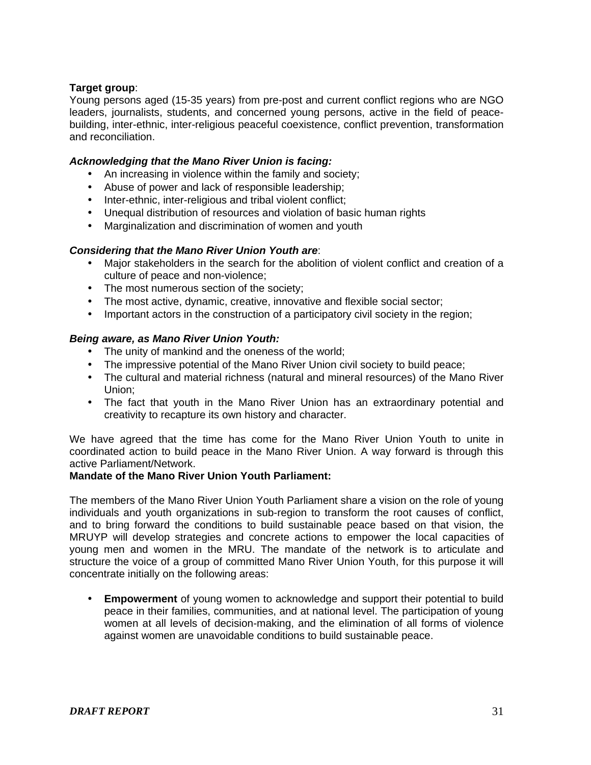**Target group**:
Young persons aged (15-35 years) from pre-post and current conflict regions who are NGO leaders, journalists, students, and concerned young persons, active in the field of peace-building, inter-ethnic, inter-religious peaceful coexistence, conflict prevention, transformation and reconciliation.

***Acknowledging that the Mano River Union is facing:***

- An increasing in violence within the family and society;
- Abuse of power and lack of responsible leadership;
- Inter-ethnic, inter-religious and tribal violent conflict;
- Unequal distribution of resources and violation of basic human rights
- Marginalization and discrimination of women and youth

***Considering that the Mano River Union Youth are***:

- Major stakeholders in the search for the abolition of violent conflict and creation of a culture of peace and non-violence;
- The most numerous section of the society;
- The most active, dynamic, creative, innovative and flexible social sector;
- Important actors in the construction of a participatory civil society in the region;

***Being aware, as Mano River Union Youth:***

- The unity of mankind and the oneness of the world;
- The impressive potential of the Mano River Union civil society to build peace;
- The cultural and material richness (natural and mineral resources) of the Mano River Union;
- The fact that youth in the Mano River Union has an extraordinary potential and creativity to recapture its own history and character.

We have agreed that the time has come for the Mano River Union Youth to unite in coordinated action to build peace in the Mano River Union. A way forward is through this active Parliament/Network.

**Mandate of the Mano River Union Youth Parliament:**

The members of the Mano River Union Youth Parliament share a vision on the role of young individuals and youth organizations in sub-region to transform the root causes of conflict, and to bring forward the conditions to build sustainable peace based on that vision, the MRUYP will develop strategies and concrete actions to empower the local capacities of young men and women in the MRU. The mandate of the network is to articulate and structure the voice of a group of committed Mano River Union Youth, for this purpose it will concentrate initially on the following areas:

- **Empowerment** of young women to acknowledge and support their potential to build peace in their families, communities, and at national level. The participation of young women at all levels of decision-making, and the elimination of all forms of violence against women are unavoidable conditions to build sustainable peace.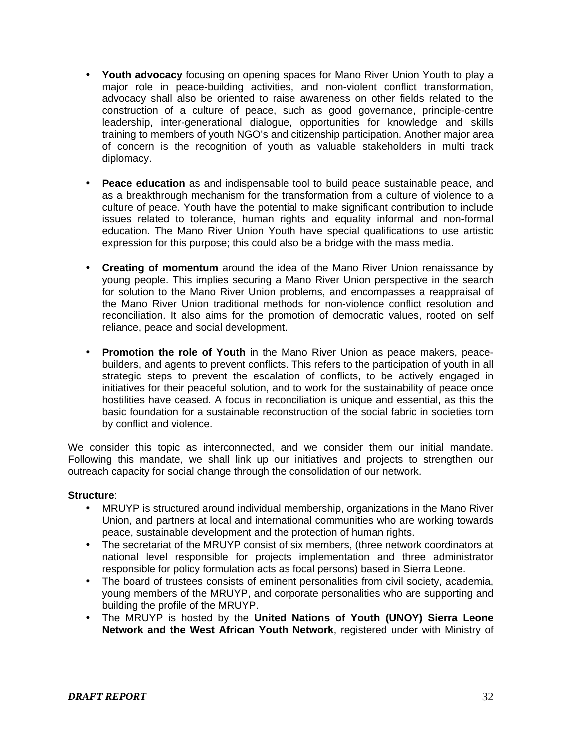- **Youth advocacy** focusing on opening spaces for Mano River Union Youth to play a major role in peace-building activities, and non-violent conflict transformation, advocacy shall also be oriented to raise awareness on other fields related to the construction of a culture of peace, such as good governance, principle-centre leadership, inter-generational dialogue, opportunities for knowledge and skills training to members of youth NGO's and citizenship participation. Another major area of concern is the recognition of youth as valuable stakeholders in multi track diplomacy.

- **Peace education** as and indispensable tool to build peace sustainable peace, and as a breakthrough mechanism for the transformation from a culture of violence to a culture of peace. Youth have the potential to make significant contribution to include issues related to tolerance, human rights and equality informal and non-formal education. The Mano River Union Youth have special qualifications to use artistic expression for this purpose; this could also be a bridge with the mass media.

- **Creating of momentum** around the idea of the Mano River Union renaissance by young people. This implies securing a Mano River Union perspective in the search for solution to the Mano River Union problems, and encompasses a reappraisal of the Mano River Union traditional methods for non-violence conflict resolution and reconciliation. It also aims for the promotion of democratic values, rooted on self reliance, peace and social development.

- **Promotion the role of Youth** in the Mano River Union as peace makers, peace-builders, and agents to prevent conflicts. This refers to the participation of youth in all strategic steps to prevent the escalation of conflicts, to be actively engaged in initiatives for their peaceful solution, and to work for the sustainability of peace once hostilities have ceased. A focus in reconciliation is unique and essential, as this the basic foundation for a sustainable reconstruction of the social fabric in societies torn by conflict and violence.

We consider this topic as interconnected, and we consider them our initial mandate. Following this mandate, we shall link up our initiatives and projects to strengthen our outreach capacity for social change through the consolidation of our network.

**Structure**:

- MRUYP is structured around individual membership, organizations in the Mano River Union, and partners at local and international communities who are working towards peace, sustainable development and the protection of human rights.
- The secretariat of the MRUYP consist of six members, (three network coordinators at national level responsible for projects implementation and three administrator responsible for policy formulation acts as focal persons) based in Sierra Leone.
- The board of trustees consists of eminent personalities from civil society, academia, young members of the MRUYP, and corporate personalities who are supporting and building the profile of the MRUYP.
- The MRUYP is hosted by the **United Nations of Youth (UNOY) Sierra Leone Network and the West African Youth Network**, registered under with Ministry of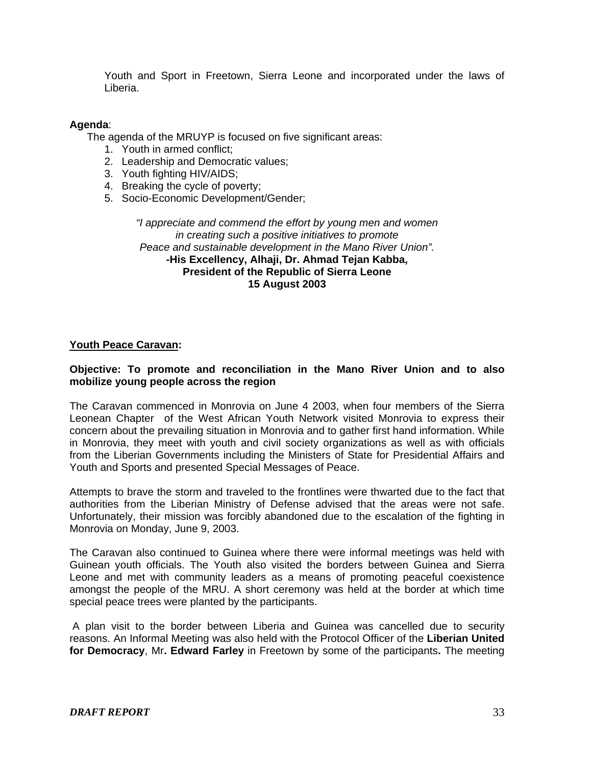Youth and Sport in Freetown, Sierra Leone and incorporated under the laws of Liberia.

**Agenda**:

The agenda of the MRUYP is focused on five significant areas:

1. Youth in armed conflict;
2. Leadership and Democratic values;
3. Youth fighting HIV/AIDS;
4. Breaking the cycle of poverty;
5. Socio-Economic Development/Gender;

*"I appreciate and commend the effort by young men and women in creating such a positive initiatives to promote Peace and sustainable development in the Mano River Union".*
**-His Excellency, Alhaji, Dr. Ahmad Tejan Kabba,**
**President of the Republic of Sierra Leone**
**15 August 2003**

**Youth Peace Caravan:**

**Objective: To promote and reconciliation in the Mano River Union and to also mobilize young people across the region**

The Caravan commenced in Monrovia on June 4 2003, when four members of the Sierra Leonean Chapter of the West African Youth Network visited Monrovia to express their concern about the prevailing situation in Monrovia and to gather first hand information. While in Monrovia, they meet with youth and civil society organizations as well as with officials from the Liberian Governments including the Ministers of State for Presidential Affairs and Youth and Sports and presented Special Messages of Peace.

Attempts to brave the storm and traveled to the frontlines were thwarted due to the fact that authorities from the Liberian Ministry of Defense advised that the areas were not safe. Unfortunately, their mission was forcibly abandoned due to the escalation of the fighting in Monrovia on Monday, June 9, 2003.

The Caravan also continued to Guinea where there were informal meetings was held with Guinean youth officials. The Youth also visited the borders between Guinea and Sierra Leone and met with community leaders as a means of promoting peaceful coexistence amongst the people of the MRU. A short ceremony was held at the border at which time special peace trees were planted by the participants.

A plan visit to the border between Liberia and Guinea was cancelled due to security reasons. An Informal Meeting was also held with the Protocol Officer of the **Liberian United for Democracy**, Mr**. Edward Farley** in Freetown by some of the participants**.** The meeting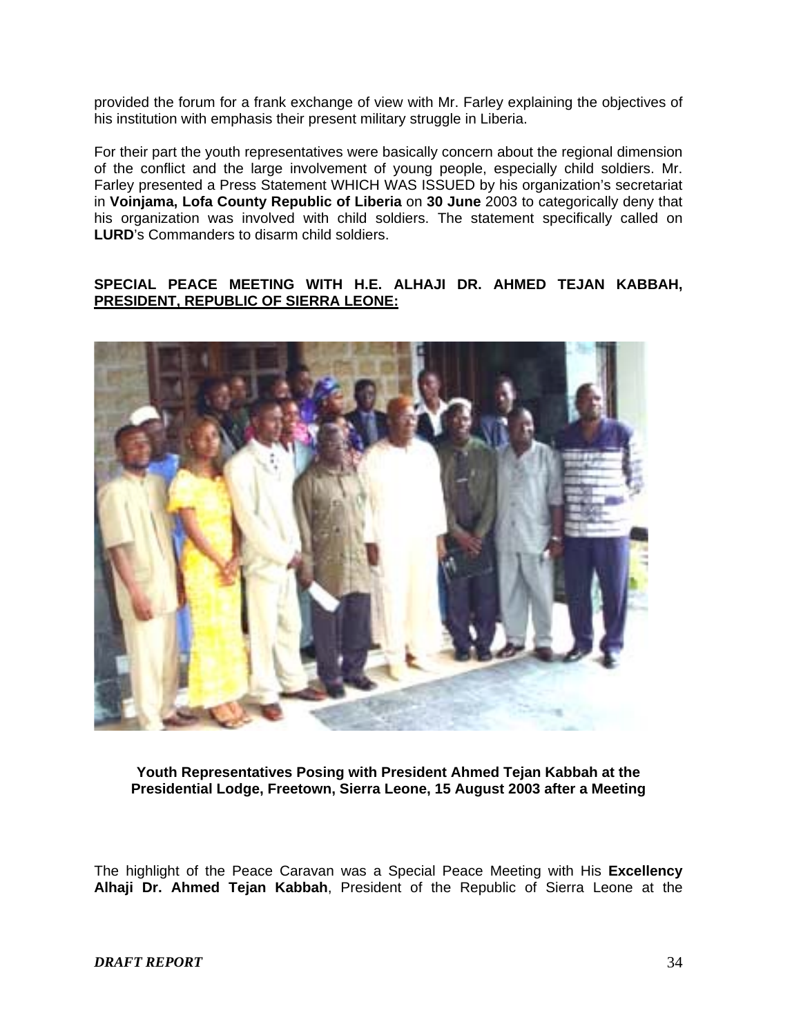provided the forum for a frank exchange of view with Mr. Farley explaining the objectives of his institution with emphasis their present military struggle in Liberia.

For their part the youth representatives were basically concern about the regional dimension of the conflict and the large involvement of young people, especially child soldiers. Mr. Farley presented a Press Statement WHICH WAS ISSUED by his organization's secretariat in **Voinjama, Lofa County Republic of Liberia** on **30 June** 2003 to categorically deny that his organization was involved with child soldiers. The statement specifically called on **LURD**'s Commanders to disarm child soldiers.

**SPECIAL PEACE MEETING WITH H.E. ALHAJI DR. AHMED TEJAN KABBAH, PRESIDENT, REPUBLIC OF SIERRA LEONE:**

**Youth Representatives Posing with President Ahmed Tejan Kabbah at the Presidential Lodge, Freetown, Sierra Leone, 15 August 2003 after a Meeting**

The highlight of the Peace Caravan was a Special Peace Meeting with His **Excellency Alhaji Dr. Ahmed Tejan Kabbah**, President of the Republic of Sierra Leone at the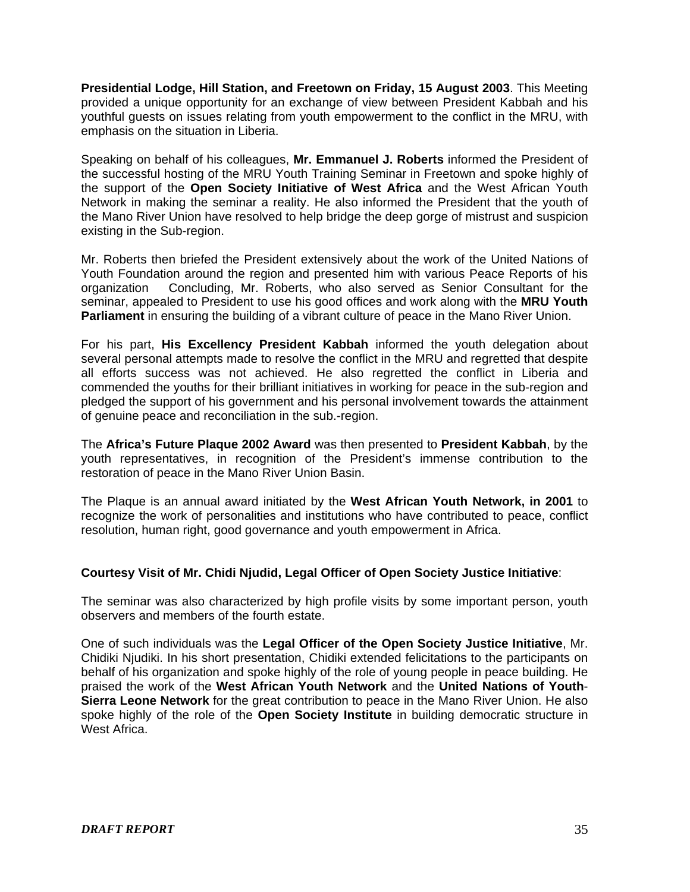**Presidential Lodge, Hill Station, and Freetown on Friday, 15 August 2003**. This Meeting provided a unique opportunity for an exchange of view between President Kabbah and his youthful guests on issues relating from youth empowerment to the conflict in the MRU, with emphasis on the situation in Liberia.

Speaking on behalf of his colleagues, **Mr. Emmanuel J. Roberts** informed the President of the successful hosting of the MRU Youth Training Seminar in Freetown and spoke highly of the support of the **Open Society Initiative of West Africa** and the West African Youth Network in making the seminar a reality. He also informed the President that the youth of the Mano River Union have resolved to help bridge the deep gorge of mistrust and suspicion existing in the Sub-region.

Mr. Roberts then briefed the President extensively about the work of the United Nations of Youth Foundation around the region and presented him with various Peace Reports of his organization Concluding, Mr. Roberts, who also served as Senior Consultant for the seminar, appealed to President to use his good offices and work along with the **MRU Youth Parliament** in ensuring the building of a vibrant culture of peace in the Mano River Union.

For his part, **His Excellency President Kabbah** informed the youth delegation about several personal attempts made to resolve the conflict in the MRU and regretted that despite all efforts success was not achieved. He also regretted the conflict in Liberia and commended the youths for their brilliant initiatives in working for peace in the sub-region and pledged the support of his government and his personal involvement towards the attainment of genuine peace and reconciliation in the sub.-region.

The **Africa's Future Plaque 2002 Award** was then presented to **President Kabbah**, by the youth representatives, in recognition of the President's immense contribution to the restoration of peace in the Mano River Union Basin.

The Plaque is an annual award initiated by the **West African Youth Network, in 2001** to recognize the work of personalities and institutions who have contributed to peace, conflict resolution, human right, good governance and youth empowerment in Africa.

**Courtesy Visit of Mr. Chidi Njudid, Legal Officer of Open Society Justice Initiative**:

The seminar was also characterized by high profile visits by some important person, youth observers and members of the fourth estate.

One of such individuals was the **Legal Officer of the Open Society Justice Initiative**, Mr. Chidiki Njudiki. In his short presentation, Chidiki extended felicitations to the participants on behalf of his organization and spoke highly of the role of young people in peace building. He praised the work of the **West African Youth Network** and the **United Nations of Youth-Sierra Leone Network** for the great contribution to peace in the Mano River Union. He also spoke highly of the role of the **Open Society Institute** in building democratic structure in West Africa.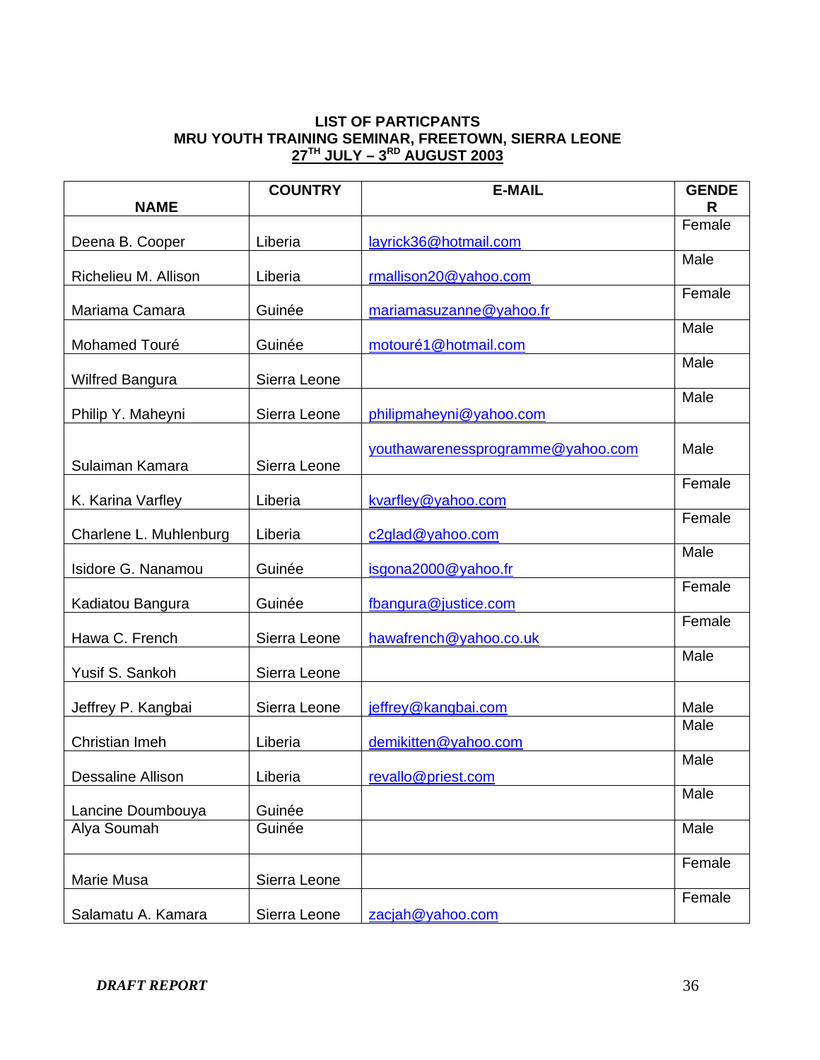**LIST OF PARTICPANTS**
**MRU YOUTH TRAINING SEMINAR, FREETOWN, SIERRA LEONE**
**27TH JULY – 3RD AUGUST 2003**

| NAME | COUNTRY | E-MAIL | GENDER |
|---|---|---|---|
| Deena B. Cooper | Liberia | layrick36@hotmail.com | Female |
| Richelieu M. Allison | Liberia | rmallison20@yahoo.com | Male |
| Mariama Camara | Guinée | mariamasuzanne@yahoo.fr | Female |
| Mohamed Touré | Guinée | motouré1@hotmail.com | Male |
| Wilfred Bangura | Sierra Leone | | Male |
| Philip Y. Maheyni | Sierra Leone | philipmaheyni@yahoo.com | Male |
| Sulaiman Kamara | Sierra Leone | youthawarenessprogramme@yahoo.com | Male |
| K. Karina Varfley | Liberia | kvarfley@yahoo.com | Female |
| Charlene L. Muhlenburg | Liberia | c2glad@yahoo.com | Female |
| Isidore G. Nanamou | Guinée | isgona2000@yahoo.fr | Male |
| Kadiatou Bangura | Guinée | fbangura@justice.com | Female |
| Hawa C. French | Sierra Leone | hawafrench@yahoo.co.uk | Female |
| Yusif S. Sankoh | Sierra Leone | | Male |
| Jeffrey P. Kangbai | Sierra Leone | jeffrey@kangbai.com | Male |
| Christian Imeh | Liberia | demikitten@yahoo.com | Male |
| Dessaline Allison | Liberia | revallo@priest.com | Male |
| Lancine Doumbouya | Guinée | | Male |
| Alya Soumah | Guinée | | Male |
| Marie Musa | Sierra Leone | | Female |
| Salamatu A. Kamara | Sierra Leone | zacjah@yahoo.com | Female |

*DRAFT REPORT*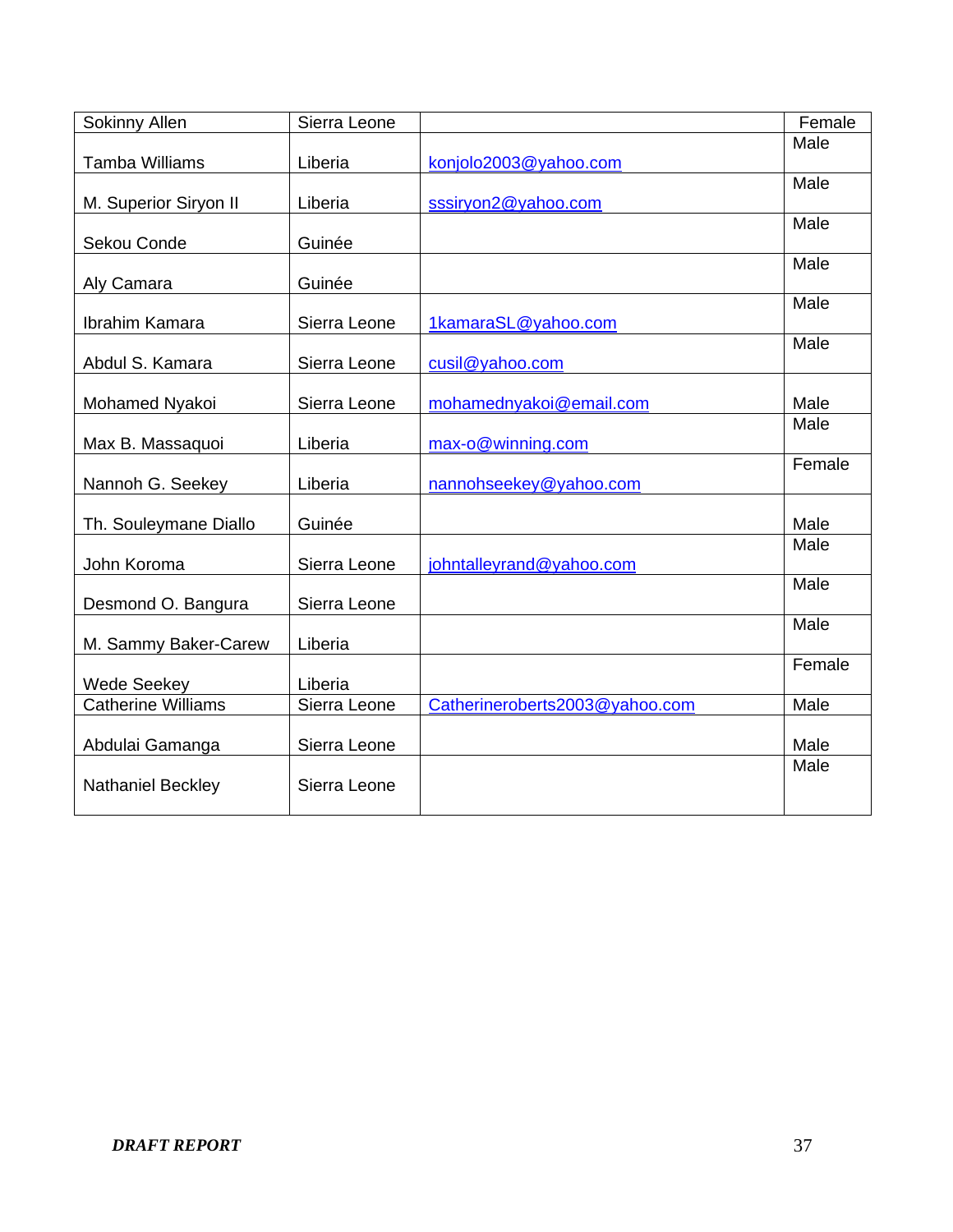| Sokinny Allen | Sierra Leone | | Female |
|---|---|---|---|
| Tamba Williams | Liberia | konjolo2003@yahoo.com | Male |
| M. Superior Siryon II | Liberia | sssiryon2@yahoo.com | Male |
| Sekou Conde | Guinée | | Male |
| Aly Camara | Guinée | | Male |
| Ibrahim Kamara | Sierra Leone | 1kamaraSL@yahoo.com | Male |
| Abdul S. Kamara | Sierra Leone | cusil@yahoo.com | Male |
| Mohamed Nyakoi | Sierra Leone | mohamednyakoi@email.com | Male |
| Max B. Massaquoi | Liberia | max-o@winning.com | Male |
| Nannoh G. Seekey | Liberia | nannohseekey@yahoo.com | Female |
| Th. Souleymane Diallo | Guinée | | Male |
| John Koroma | Sierra Leone | johntalleyrand@yahoo.com | Male |
| Desmond O. Bangura | Sierra Leone | | Male |
| M. Sammy Baker-Carew | Liberia | | Male |
| Wede Seekey | Liberia | | Female |
| Catherine Williams | Sierra Leone | Catherineroberts2003@yahoo.com | Male |
| Abdulai Gamanga | Sierra Leone | | Male |
| Nathaniel Beckley | Sierra Leone | | Male |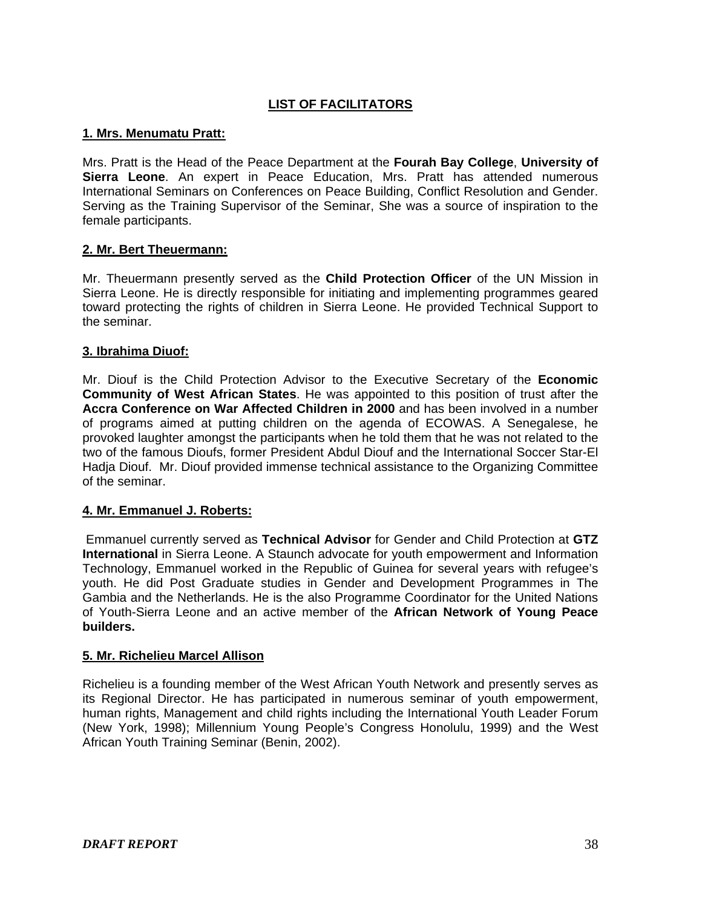## LIST OF FACILITATORS

### 1. Mrs. Menumatu Pratt:

Mrs. Pratt is the Head of the Peace Department at the **Fourah Bay College**, **University of Sierra Leone**. An expert in Peace Education, Mrs. Pratt has attended numerous International Seminars on Conferences on Peace Building, Conflict Resolution and Gender. Serving as the Training Supervisor of the Seminar, She was a source of inspiration to the female participants.

### 2. Mr. Bert Theuermann:

Mr. Theuermann presently served as the **Child Protection Officer** of the UN Mission in Sierra Leone. He is directly responsible for initiating and implementing programmes geared toward protecting the rights of children in Sierra Leone. He provided Technical Support to the seminar.

### 3. Ibrahima Diuof:

Mr. Diouf is the Child Protection Advisor to the Executive Secretary of the **Economic Community of West African States**. He was appointed to this position of trust after the **Accra Conference on War Affected Children in 2000** and has been involved in a number of programs aimed at putting children on the agenda of ECOWAS. A Senegalese, he provoked laughter amongst the participants when he told them that he was not related to the two of the famous Dioufs, former President Abdul Diouf and the International Soccer Star-El Hadja Diouf. Mr. Diouf provided immense technical assistance to the Organizing Committee of the seminar.

### 4. Mr. Emmanuel J. Roberts:

Emmanuel currently served as **Technical Advisor** for Gender and Child Protection at **GTZ International** in Sierra Leone. A Staunch advocate for youth empowerment and Information Technology, Emmanuel worked in the Republic of Guinea for several years with refugee's youth. He did Post Graduate studies in Gender and Development Programmes in The Gambia and the Netherlands. He is the also Programme Coordinator for the United Nations of Youth-Sierra Leone and an active member of the **African Network of Young Peace builders.**

### 5. Mr. Richelieu Marcel Allison

Richelieu is a founding member of the West African Youth Network and presently serves as its Regional Director. He has participated in numerous seminar of youth empowerment, human rights, Management and child rights including the International Youth Leader Forum (New York, 1998); Millennium Young People's Congress Honolulu, 1999) and the West African Youth Training Seminar (Benin, 2002).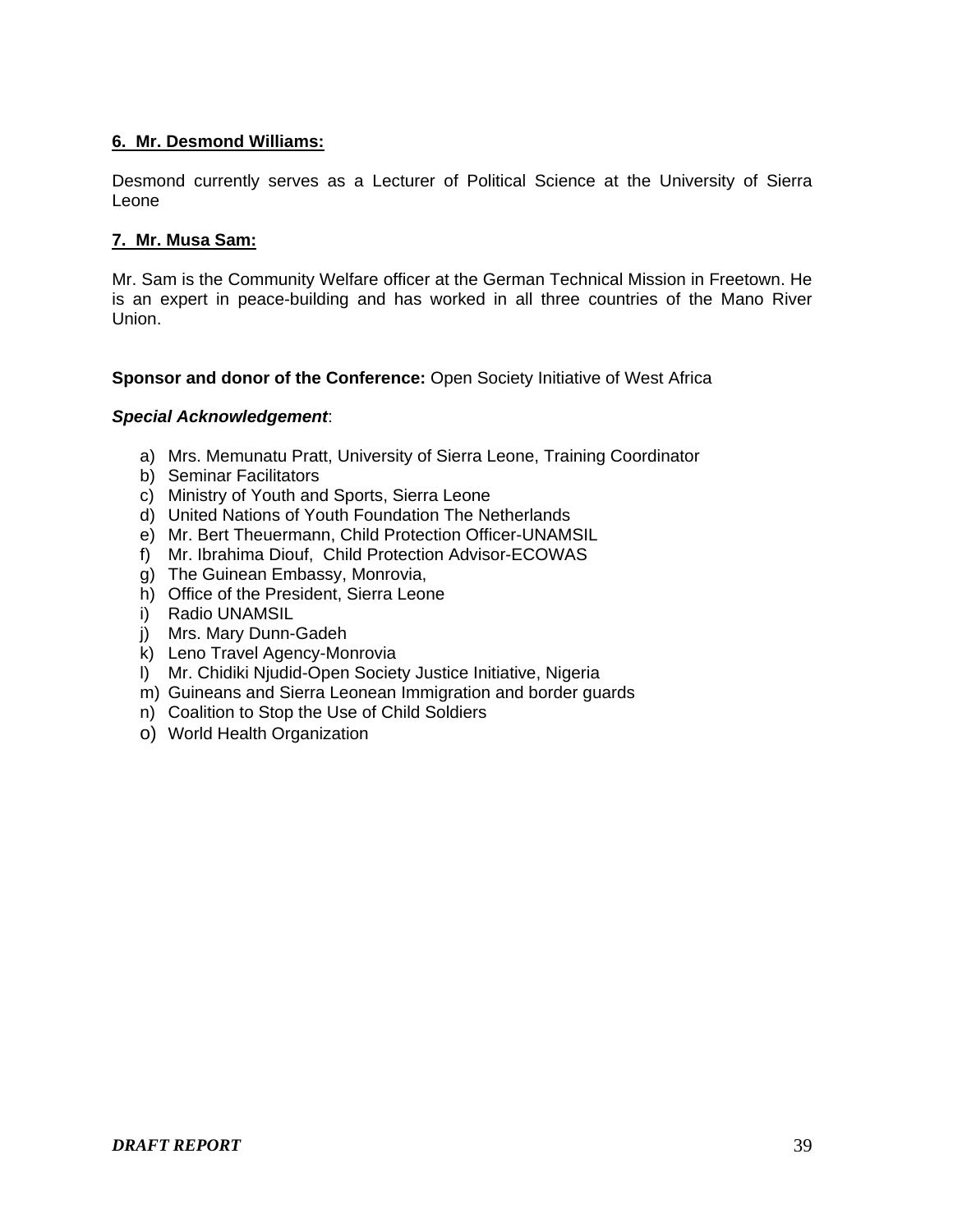**6. Mr. Desmond Williams:**

Desmond currently serves as a Lecturer of Political Science at the University of Sierra Leone

**7. Mr. Musa Sam:**

Mr. Sam is the Community Welfare officer at the German Technical Mission in Freetown. He is an expert in peace-building and has worked in all three countries of the Mano River Union.

**Sponsor and donor of the Conference:** Open Society Initiative of West Africa

***Special Acknowledgement***:

a) Mrs. Memunatu Pratt, University of Sierra Leone, Training Coordinator
b) Seminar Facilitators
c) Ministry of Youth and Sports, Sierra Leone
d) United Nations of Youth Foundation The Netherlands
e) Mr. Bert Theuermann, Child Protection Officer-UNAMSIL
f) Mr. Ibrahima Diouf, Child Protection Advisor-ECOWAS
g) The Guinean Embassy, Monrovia,
h) Office of the President, Sierra Leone
i) Radio UNAMSIL
j) Mrs. Mary Dunn-Gadeh
k) Leno Travel Agency-Monrovia
l) Mr. Chidiki Njudid-Open Society Justice Initiative, Nigeria
m) Guineans and Sierra Leonean Immigration and border guards
n) Coalition to Stop the Use of Child Soldiers
o) World Health Organization